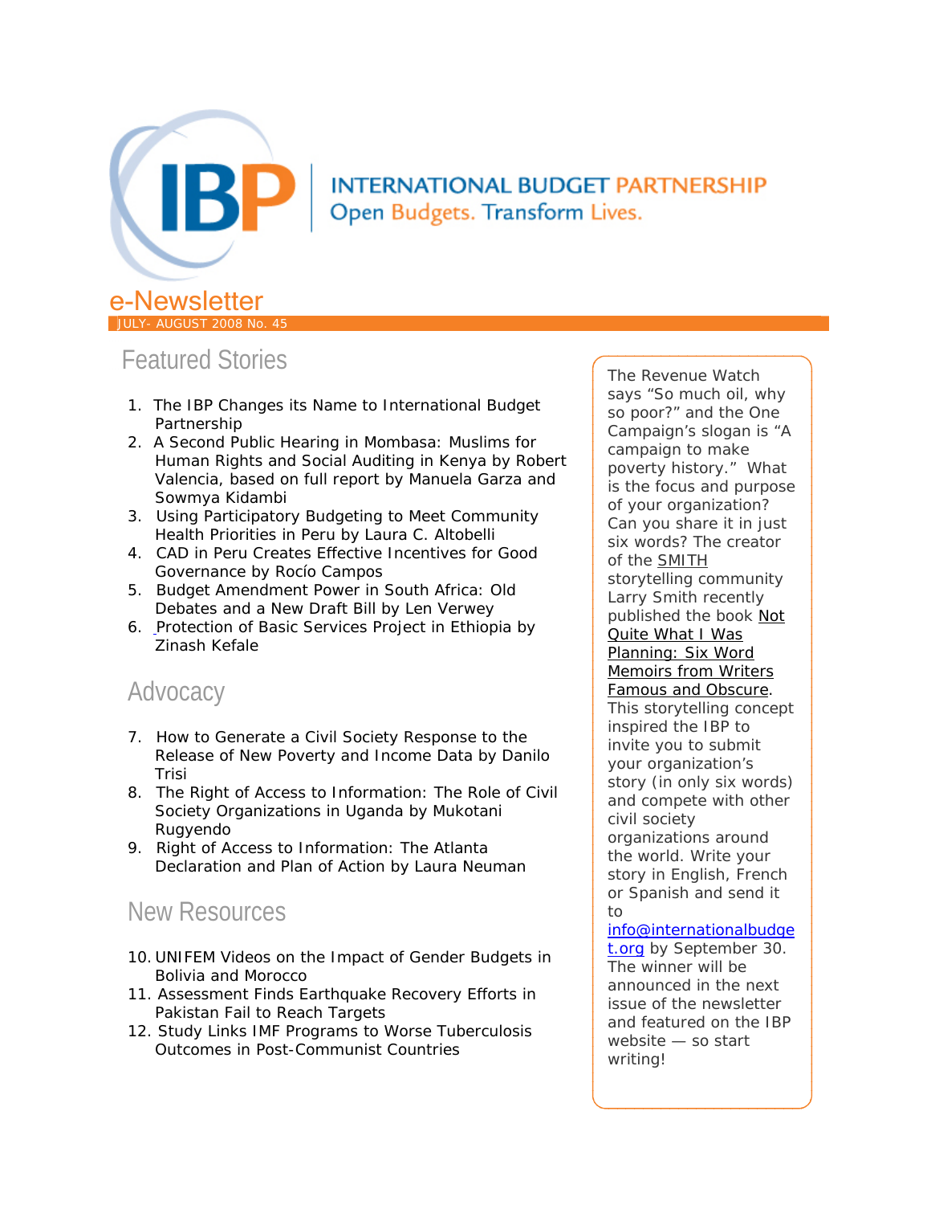# INTERNATIONAL BUDGET PARTNERSHIP

Open Budgets. Transform Lives.

## e-Newsletter

JULY- AUGUST 2008 No. 45

## Featured Stories

1. The IBP Changes its Name to International Budget Partnership
2. A Second Public Hearing in Mombasa: Muslims for Human Rights and Social Auditing in Kenya by Robert Valencia, based on full report by Manuela Garza and Sowmya Kidambi
3. Using Participatory Budgeting to Meet Community Health Priorities in Peru by Laura C. Altobelli
4. CAD in Peru Creates Effective Incentives for Good Governance by Rocío Campos
5. Budget Amendment Power in South Africa: Old Debates and a New Draft Bill by Len Verwey
6. Protection of Basic Services Project in Ethiopia by Zinash Kefale

## Advocacy

7. How to Generate a Civil Society Response to the Release of New Poverty and Income Data by Danilo Trisi
8. The Right of Access to Information: The Role of Civil Society Organizations in Uganda by Mukotani Rugyendo
9. Right of Access to Information: The Atlanta Declaration and Plan of Action by Laura Neuman

## New Resources

10. UNIFEM Videos on the Impact of Gender Budgets in Bolivia and Morocco
11. Assessment Finds Earthquake Recovery Efforts in Pakistan Fail to Reach Targets
12. Study Links IMF Programs to Worse Tuberculosis Outcomes in Post-Communist Countries

The Revenue Watch says "So much oil, why so poor?" and the One Campaign's slogan is "A campaign to make poverty history." What is the focus and purpose of your organization? Can you share it in just six words? The creator of the SMITH storytelling community Larry Smith recently published the book Not Quite What I Was Planning: Six Word Memoirs from Writers Famous and Obscure. This storytelling concept inspired the IBP to invite you to submit your organization's story (in only six words) and compete with other civil society organizations around the world. Write your story in English, French or Spanish and send it to info@internationalbudget.org by September 30. The winner will be announced in the next issue of the newsletter and featured on the IBP website — so start writing!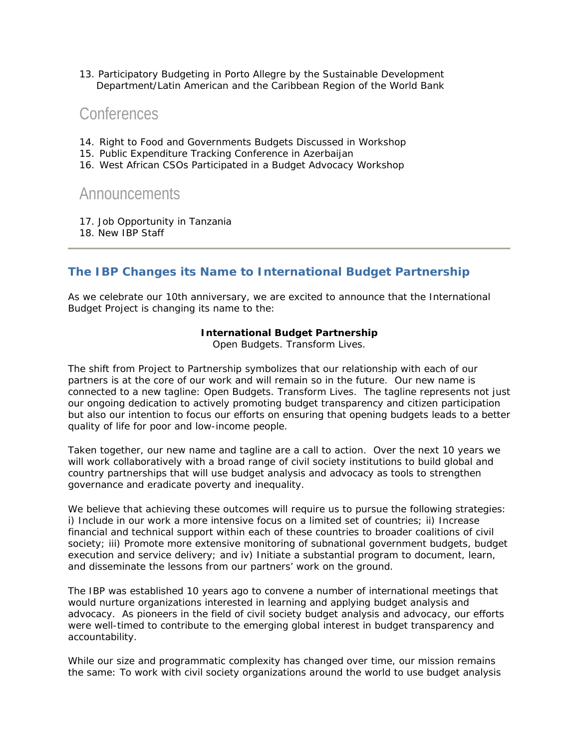13. Participatory Budgeting in Porto Allegre by the Sustainable Development Department/Latin American and the Caribbean Region of the World Bank

## Conferences

14. Right to Food and Governments Budgets Discussed in Workshop
15. Public Expenditure Tracking Conference in Azerbaijan
16. West African CSOs Participated in a Budget Advocacy Workshop

## Announcements

17. Job Opportunity in Tanzania
18. New IBP Staff

---

## The IBP Changes its Name to International Budget Partnership

As we celebrate our 10th anniversary, we are excited to announce that the International Budget Project is changing its name to the:

**International Budget Partnership**
Open Budgets. Transform Lives.

The shift from Project to Partnership symbolizes that our relationship with each of our partners is at the core of our work and will remain so in the future. Our new name is connected to a new tagline: Open Budgets. Transform Lives. The tagline represents not just our ongoing dedication to actively promoting budget transparency and citizen participation but also our intention to focus our efforts on ensuring that opening budgets leads to a better quality of life for poor and low-income people.

Taken together, our new name and tagline are a call to action. Over the next 10 years we will work collaboratively with a broad range of civil society institutions to build global and country partnerships that will use budget analysis and advocacy as tools to strengthen governance and eradicate poverty and inequality.

We believe that achieving these outcomes will require us to pursue the following strategies: i) Include in our work a more intensive focus on a limited set of countries; ii) Increase financial and technical support within each of these countries to broader coalitions of civil society; iii) Promote more extensive monitoring of subnational government budgets, budget execution and service delivery; and iv) Initiate a substantial program to document, learn, and disseminate the lessons from our partners' work on the ground.

The IBP was established 10 years ago to convene a number of international meetings that would nurture organizations interested in learning and applying budget analysis and advocacy. As pioneers in the field of civil society budget analysis and advocacy, our efforts were well-timed to contribute to the emerging global interest in budget transparency and accountability.

While our size and programmatic complexity has changed over time, our mission remains the same: To work with civil society organizations around the world to use budget analysis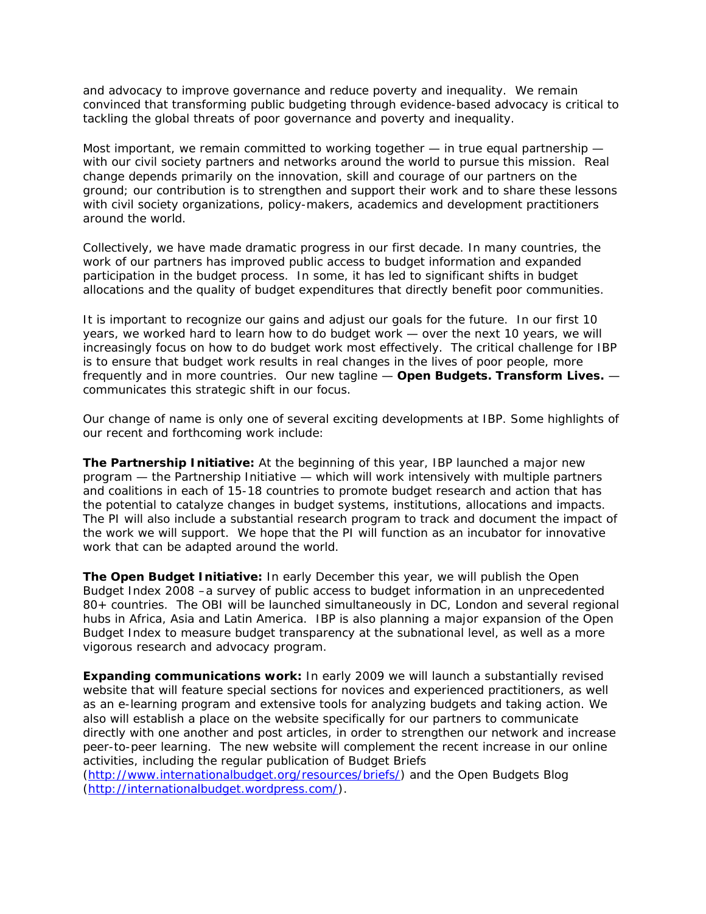and advocacy to improve governance and reduce poverty and inequality. We remain convinced that transforming public budgeting through evidence-based advocacy is critical to tackling the global threats of poor governance and poverty and inequality.

Most important, we remain committed to working together — in true equal partnership — with our civil society partners and networks around the world to pursue this mission. Real change depends primarily on the innovation, skill and courage of our partners on the ground; our contribution is to strengthen and support their work and to share these lessons with civil society organizations, policy-makers, academics and development practitioners around the world.

Collectively, we have made dramatic progress in our first decade. In many countries, the work of our partners has improved public access to budget information and expanded participation in the budget process. In some, it has led to significant shifts in budget allocations and the quality of budget expenditures that directly benefit poor communities.

It is important to recognize our gains and adjust our goals for the future. In our first 10 years, we worked hard to learn how to do budget work — over the next 10 years, we will increasingly focus on how to do budget work most effectively. The critical challenge for IBP is to ensure that budget work results in real changes in the lives of poor people, more frequently and in more countries. Our new tagline — **Open Budgets. Transform Lives.** — communicates this strategic shift in our focus.

Our change of name is only one of several exciting developments at IBP. Some highlights of our recent and forthcoming work include:

**The Partnership Initiative:** At the beginning of this year, IBP launched a major new program — the Partnership Initiative — which will work intensively with multiple partners and coalitions in each of 15-18 countries to promote budget research and action that has the potential to catalyze changes in budget systems, institutions, allocations and impacts. The PI will also include a substantial research program to track and document the impact of the work we will support. We hope that the PI will function as an incubator for innovative work that can be adapted around the world.

**The Open Budget Initiative:** In early December this year, we will publish the Open Budget Index 2008 –a survey of public access to budget information in an unprecedented 80+ countries. The OBI will be launched simultaneously in DC, London and several regional hubs in Africa, Asia and Latin America. IBP is also planning a major expansion of the Open Budget Index to measure budget transparency at the subnational level, as well as a more vigorous research and advocacy program.

**Expanding communications work:** In early 2009 we will launch a substantially revised website that will feature special sections for novices and experienced practitioners, as well as an e-learning program and extensive tools for analyzing budgets and taking action. We also will establish a place on the website specifically for our partners to communicate directly with one another and post articles, in order to strengthen our network and increase peer-to-peer learning. The new website will complement the recent increase in our online activities, including the regular publication of Budget Briefs (http://www.internationalbudget.org/resources/briefs/) and the Open Budgets Blog (http://internationalbudget.wordpress.com/).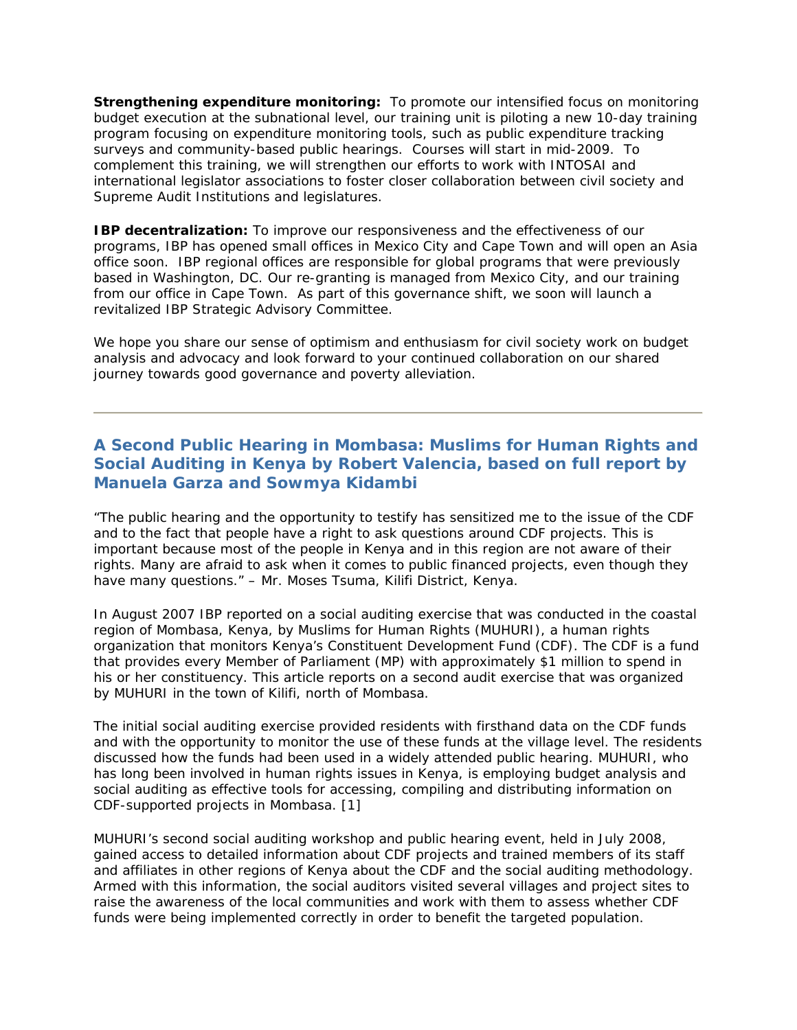**Strengthening expenditure monitoring:** To promote our intensified focus on monitoring budget execution at the subnational level, our training unit is piloting a new 10-day training program focusing on expenditure monitoring tools, such as public expenditure tracking surveys and community-based public hearings. Courses will start in mid-2009. To complement this training, we will strengthen our efforts to work with INTOSAI and international legislator associations to foster closer collaboration between civil society and Supreme Audit Institutions and legislatures.

**IBP decentralization:** To improve our responsiveness and the effectiveness of our programs, IBP has opened small offices in Mexico City and Cape Town and will open an Asia office soon. IBP regional offices are responsible for global programs that were previously based in Washington, DC. Our re-granting is managed from Mexico City, and our training from our office in Cape Town. As part of this governance shift, we soon will launch a revitalized IBP Strategic Advisory Committee.

We hope you share our sense of optimism and enthusiasm for civil society work on budget analysis and advocacy and look forward to your continued collaboration on our shared journey towards good governance and poverty alleviation.

---

## A Second Public Hearing in Mombasa: Muslims for Human Rights and Social Auditing in Kenya by Robert Valencia, based on full report by Manuela Garza and Sowmya Kidambi

"The public hearing and the opportunity to testify has sensitized me to the issue of the CDF and to the fact that people have a right to ask questions around CDF projects. This is important because most of the people in Kenya and in this region are not aware of their rights. Many are afraid to ask when it comes to public financed projects, even though they have many questions." – Mr. Moses Tsuma, Kilifi District, Kenya.

In August 2007 IBP reported on a social auditing exercise that was conducted in the coastal region of Mombasa, Kenya, by Muslims for Human Rights (MUHURI), a human rights organization that monitors Kenya's Constituent Development Fund (CDF). The CDF is a fund that provides every Member of Parliament (MP) with approximately $1 million to spend in his or her constituency. This article reports on a second audit exercise that was organized by MUHURI in the town of Kilifi, north of Mombasa.

The initial social auditing exercise provided residents with firsthand data on the CDF funds and with the opportunity to monitor the use of these funds at the village level. The residents discussed how the funds had been used in a widely attended public hearing. MUHURI, who has long been involved in human rights issues in Kenya, is employing budget analysis and social auditing as effective tools for accessing, compiling and distributing information on CDF-supported projects in Mombasa. [1]

MUHURI's second social auditing workshop and public hearing event, held in July 2008, gained access to detailed information about CDF projects and trained members of its staff and affiliates in other regions of Kenya about the CDF and the social auditing methodology. Armed with this information, the social auditors visited several villages and project sites to raise the awareness of the local communities and work with them to assess whether CDF funds were being implemented correctly in order to benefit the targeted population.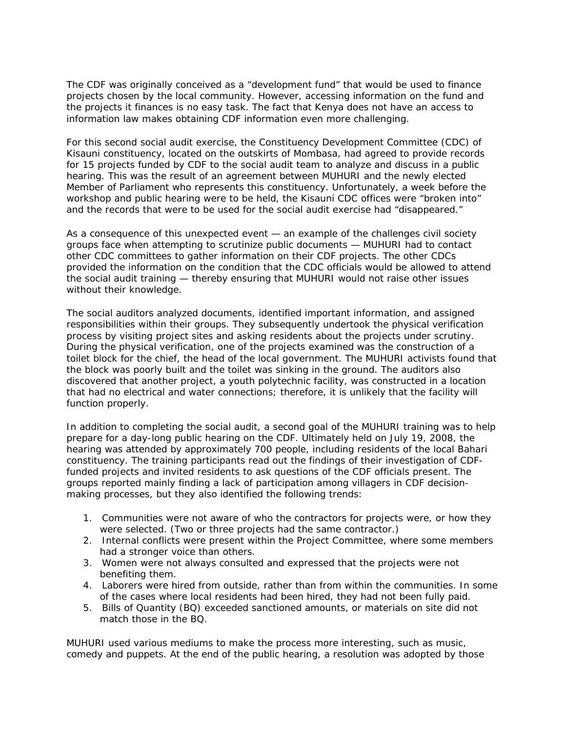The CDF was originally conceived as a “development fund” that would be used to finance projects chosen by the local community. However, accessing information on the fund and the projects it finances is no easy task. The fact that Kenya does not have an access to information law makes obtaining CDF information even more challenging.

For this second social audit exercise, the Constituency Development Committee (CDC) of Kisauni constituency, located on the outskirts of Mombasa, had agreed to provide records for 15 projects funded by CDF to the social audit team to analyze and discuss in a public hearing. This was the result of an agreement between MUHURI and the newly elected Member of Parliament who represents this constituency. Unfortunately, a week before the workshop and public hearing were to be held, the Kisauni CDC offices were “broken into” and the records that were to be used for the social audit exercise had “disappeared.”

As a consequence of this unexpected event — an example of the challenges civil society groups face when attempting to scrutinize public documents — MUHURI had to contact other CDC committees to gather information on their CDF projects. The other CDCs provided the information on the condition that the CDC officials would be allowed to attend the social audit training — thereby ensuring that MUHURI would not raise other issues without their knowledge.

The social auditors analyzed documents, identified important information, and assigned responsibilities within their groups. They subsequently undertook the physical verification process by visiting project sites and asking residents about the projects under scrutiny. During the physical verification, one of the projects examined was the construction of a toilet block for the chief, the head of the local government. The MUHURI activists found that the block was poorly built and the toilet was sinking in the ground. The auditors also discovered that another project, a youth polytechnic facility, was constructed in a location that had no electrical and water connections; therefore, it is unlikely that the facility will function properly.

In addition to completing the social audit, a second goal of the MUHURI training was to help prepare for a day-long public hearing on the CDF. Ultimately held on July 19, 2008, the hearing was attended by approximately 700 people, including residents of the local Bahari constituency. The training participants read out the findings of their investigation of CDF-funded projects and invited residents to ask questions of the CDF officials present. The groups reported mainly finding a lack of participation among villagers in CDF decision-making processes, but they also identified the following trends:

1. Communities were not aware of who the contractors for projects were, or how they were selected. (Two or three projects had the same contractor.)
2. Internal conflicts were present within the Project Committee, where some members had a stronger voice than others.
3. Women were not always consulted and expressed that the projects were not benefiting them.
4. Laborers were hired from outside, rather than from within the communities. In some of the cases where local residents had been hired, they had not been fully paid.
5. Bills of Quantity (BQ) exceeded sanctioned amounts, or materials on site did not match those in the BQ.

MUHURI used various mediums to make the process more interesting, such as music, comedy and puppets. At the end of the public hearing, a resolution was adopted by those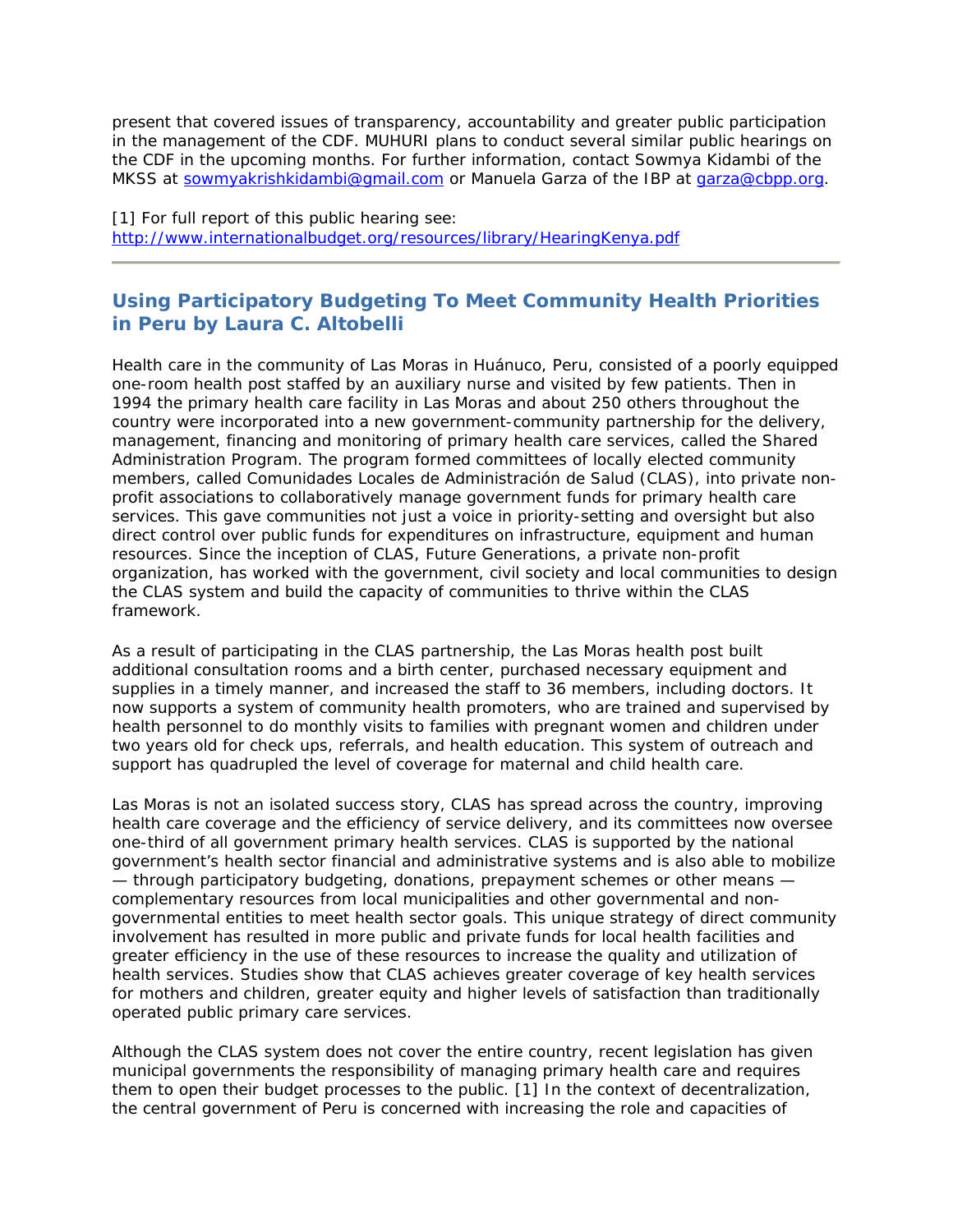present that covered issues of transparency, accountability and greater public participation in the management of the CDF. MUHURI plans to conduct several similar public hearings on the CDF in the upcoming months. For further information, contact Sowmya Kidambi of the MKSS at sowmyakrishkidambi@gmail.com or Manuela Garza of the IBP at garza@cbpp.org.

[1] For full report of this public hearing see: http://www.internationalbudget.org/resources/library/HearingKenya.pdf

---

## Using Participatory Budgeting To Meet Community Health Priorities in Peru by Laura C. Altobelli

Health care in the community of Las Moras in Huánuco, Peru, consisted of a poorly equipped one-room health post staffed by an auxiliary nurse and visited by few patients. Then in 1994 the primary health care facility in Las Moras and about 250 others throughout the country were incorporated into a new government-community partnership for the delivery, management, financing and monitoring of primary health care services, called the Shared Administration Program. The program formed committees of locally elected community members, called Comunidades Locales de Administración de Salud (CLAS), into private non-profit associations to collaboratively manage government funds for primary health care services. This gave communities not just a voice in priority-setting and oversight but also direct control over public funds for expenditures on infrastructure, equipment and human resources. Since the inception of CLAS, Future Generations, a private non-profit organization, has worked with the government, civil society and local communities to design the CLAS system and build the capacity of communities to thrive within the CLAS framework.

As a result of participating in the CLAS partnership, the Las Moras health post built additional consultation rooms and a birth center, purchased necessary equipment and supplies in a timely manner, and increased the staff to 36 members, including doctors. It now supports a system of community health promoters, who are trained and supervised by health personnel to do monthly visits to families with pregnant women and children under two years old for check ups, referrals, and health education. This system of outreach and support has quadrupled the level of coverage for maternal and child health care.

Las Moras is not an isolated success story, CLAS has spread across the country, improving health care coverage and the efficiency of service delivery, and its committees now oversee one-third of all government primary health services. CLAS is supported by the national government's health sector financial and administrative systems and is also able to mobilize — through participatory budgeting, donations, prepayment schemes or other means — complementary resources from local municipalities and other governmental and non-governmental entities to meet health sector goals. This unique strategy of direct community involvement has resulted in more public and private funds for local health facilities and greater efficiency in the use of these resources to increase the quality and utilization of health services. Studies show that CLAS achieves greater coverage of key health services for mothers and children, greater equity and higher levels of satisfaction than traditionally operated public primary care services.

Although the CLAS system does not cover the entire country, recent legislation has given municipal governments the responsibility of managing primary health care and requires them to open their budget processes to the public. [1] In the context of decentralization, the central government of Peru is concerned with increasing the role and capacities of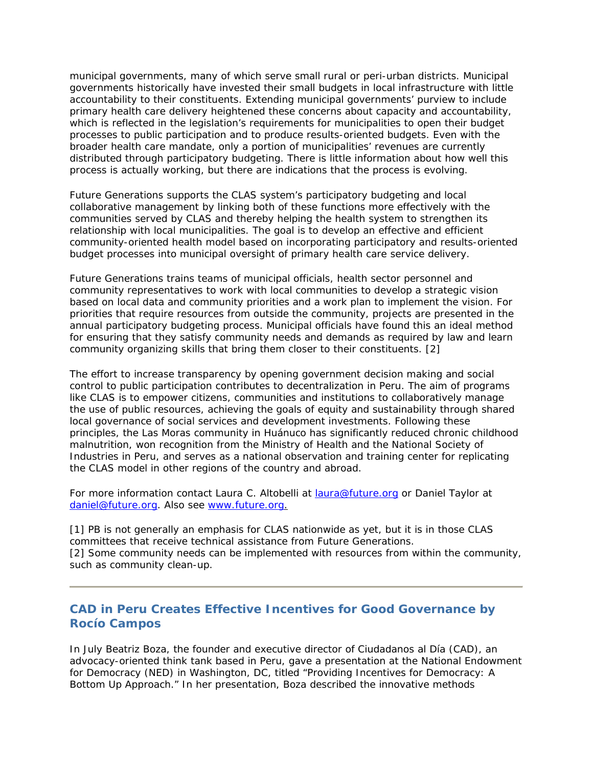municipal governments, many of which serve small rural or peri-urban districts. Municipal governments historically have invested their small budgets in local infrastructure with little accountability to their constituents. Extending municipal governments' purview to include primary health care delivery heightened these concerns about capacity and accountability, which is reflected in the legislation's requirements for municipalities to open their budget processes to public participation and to produce results-oriented budgets. Even with the broader health care mandate, only a portion of municipalities' revenues are currently distributed through participatory budgeting. There is little information about how well this process is actually working, but there are indications that the process is evolving.

Future Generations supports the CLAS system's participatory budgeting and local collaborative management by linking both of these functions more effectively with the communities served by CLAS and thereby helping the health system to strengthen its relationship with local municipalities. The goal is to develop an effective and efficient community-oriented health model based on incorporating participatory and results-oriented budget processes into municipal oversight of primary health care service delivery.

Future Generations trains teams of municipal officials, health sector personnel and community representatives to work with local communities to develop a strategic vision based on local data and community priorities and a work plan to implement the vision. For priorities that require resources from outside the community, projects are presented in the annual participatory budgeting process. Municipal officials have found this an ideal method for ensuring that they satisfy community needs and demands as required by law and learn community organizing skills that bring them closer to their constituents. [2]

The effort to increase transparency by opening government decision making and social control to public participation contributes to decentralization in Peru. The aim of programs like CLAS is to empower citizens, communities and institutions to collaboratively manage the use of public resources, achieving the goals of equity and sustainability through shared local governance of social services and development investments. Following these principles, the Las Moras community in Huánuco has significantly reduced chronic childhood malnutrition, won recognition from the Ministry of Health and the National Society of Industries in Peru, and serves as a national observation and training center for replicating the CLAS model in other regions of the country and abroad.

For more information contact Laura C. Altobelli at laura@future.org or Daniel Taylor at daniel@future.org. Also see www.future.org.

[1] PB is not generally an emphasis for CLAS nationwide as yet, but it is in those CLAS committees that receive technical assistance from Future Generations.
[2] Some community needs can be implemented with resources from within the community, such as community clean-up.

---

## CAD in Peru Creates Effective Incentives for Good Governance by Rocío Campos

In July Beatriz Boza, the founder and executive director of Ciudadanos al Día (CAD), an advocacy-oriented think tank based in Peru, gave a presentation at the National Endowment for Democracy (NED) in Washington, DC, titled "Providing Incentives for Democracy: A Bottom Up Approach." In her presentation, Boza described the innovative methods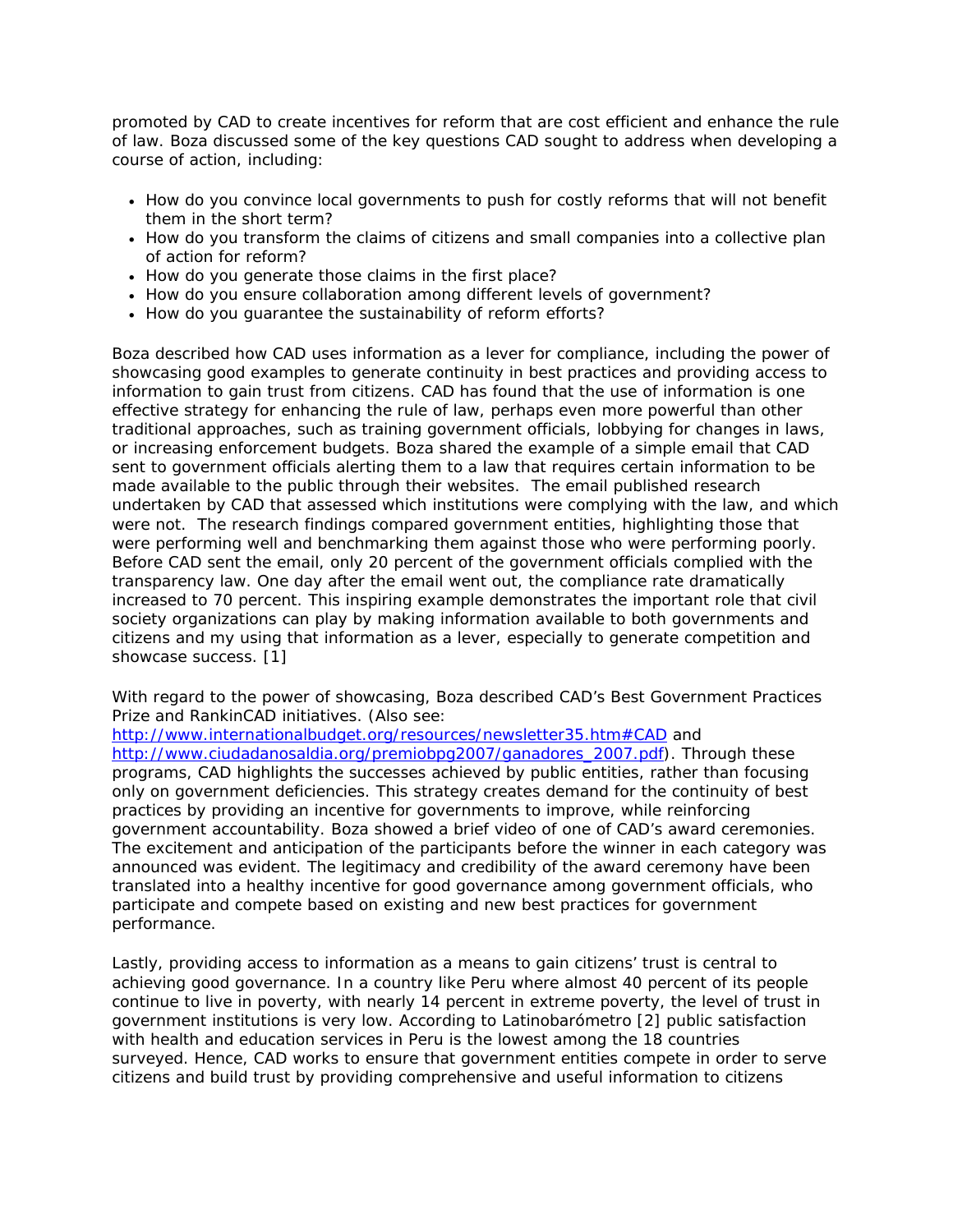promoted by CAD to create incentives for reform that are cost efficient and enhance the rule of law. Boza discussed some of the key questions CAD sought to address when developing a course of action, including:

- How do you convince local governments to push for costly reforms that will not benefit them in the short term?
- How do you transform the claims of citizens and small companies into a collective plan of action for reform?
- How do you generate those claims in the first place?
- How do you ensure collaboration among different levels of government?
- How do you guarantee the sustainability of reform efforts?

Boza described how CAD uses information as a lever for compliance, including the power of showcasing good examples to generate continuity in best practices and providing access to information to gain trust from citizens. CAD has found that the use of information is one effective strategy for enhancing the rule of law, perhaps even more powerful than other traditional approaches, such as training government officials, lobbying for changes in laws, or increasing enforcement budgets. Boza shared the example of a simple email that CAD sent to government officials alerting them to a law that requires certain information to be made available to the public through their websites. The email published research undertaken by CAD that assessed which institutions were complying with the law, and which were not. The research findings compared government entities, highlighting those that were performing well and benchmarking them against those who were performing poorly. Before CAD sent the email, only 20 percent of the government officials complied with the transparency law. One day after the email went out, the compliance rate dramatically increased to 70 percent. This inspiring example demonstrates the important role that civil society organizations can play by making information available to both governments and citizens and my using that information as a lever, especially to generate competition and showcase success. [1]

With regard to the power of showcasing, Boza described CAD's Best Government Practices Prize and RankinCAD initiatives. (Also see: [http://www.internationalbudget.org/resources/newsletter35.htm#CAD](http://www.internationalbudget.org/resources/newsletter35.htm#CAD) and [http://www.ciudadanosaldia.org/premiobpg2007/ganadores_2007.pdf](http://www.ciudadanosaldia.org/premiobpg2007/ganadores_2007.pdf)). Through these programs, CAD highlights the successes achieved by public entities, rather than focusing only on government deficiencies. This strategy creates demand for the continuity of best practices by providing an incentive for governments to improve, while reinforcing government accountability. Boza showed a brief video of one of CAD's award ceremonies. The excitement and anticipation of the participants before the winner in each category was announced was evident. The legitimacy and credibility of the award ceremony have been translated into a healthy incentive for good governance among government officials, who participate and compete based on existing and new best practices for government performance.

Lastly, providing access to information as a means to gain citizens' trust is central to achieving good governance. In a country like Peru where almost 40 percent of its people continue to live in poverty, with nearly 14 percent in extreme poverty, the level of trust in government institutions is very low. According to Latinobarómetro [2] public satisfaction with health and education services in Peru is the lowest among the 18 countries surveyed. Hence, CAD works to ensure that government entities compete in order to serve citizens and build trust by providing comprehensive and useful information to citizens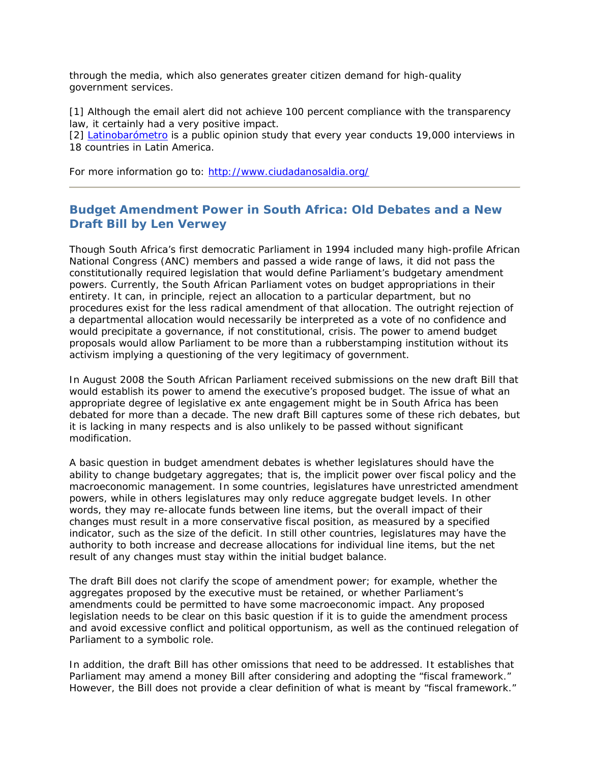through the media, which also generates greater citizen demand for high-quality government services.

[1] Although the email alert did not achieve 100 percent compliance with the transparency law, it certainly had a very positive impact.
[2] Latinobarómetro is a public opinion study that every year conducts 19,000 interviews in 18 countries in Latin America.

For more information go to: http://www.ciudadanosaldia.org/

---

## Budget Amendment Power in South Africa: Old Debates and a New Draft Bill by Len Verwey

Though South Africa's first democratic Parliament in 1994 included many high-profile African National Congress (ANC) members and passed a wide range of laws, it did not pass the constitutionally required legislation that would define Parliament's budgetary amendment powers. Currently, the South African Parliament votes on budget appropriations in their entirety. It can, in principle, reject an allocation to a particular department, but no procedures exist for the less radical amendment of that allocation. The outright rejection of a departmental allocation would necessarily be interpreted as a vote of no confidence and would precipitate a governance, if not constitutional, crisis. The power to amend budget proposals would allow Parliament to be more than a rubberstamping institution without its activism implying a questioning of the very legitimacy of government.

In August 2008 the South African Parliament received submissions on the new draft Bill that would establish its power to amend the executive's proposed budget. The issue of what an appropriate degree of legislative ex ante engagement might be in South Africa has been debated for more than a decade. The new draft Bill captures some of these rich debates, but it is lacking in many respects and is also unlikely to be passed without significant modification.

A basic question in budget amendment debates is whether legislatures should have the ability to change budgetary aggregates; that is, the implicit power over fiscal policy and the macroeconomic management. In some countries, legislatures have unrestricted amendment powers, while in others legislatures may only reduce aggregate budget levels. In other words, they may re-allocate funds between line items, but the overall impact of their changes must result in a more conservative fiscal position, as measured by a specified indicator, such as the size of the deficit. In still other countries, legislatures may have the authority to both increase and decrease allocations for individual line items, but the net result of any changes must stay within the initial budget balance.

The draft Bill does not clarify the scope of amendment power; for example, whether the aggregates proposed by the executive must be retained, or whether Parliament's amendments could be permitted to have some macroeconomic impact. Any proposed legislation needs to be clear on this basic question if it is to guide the amendment process and avoid excessive conflict and political opportunism, as well as the continued relegation of Parliament to a symbolic role.

In addition, the draft Bill has other omissions that need to be addressed. It establishes that Parliament may amend a money Bill after considering and adopting the "fiscal framework." However, the Bill does not provide a clear definition of what is meant by "fiscal framework."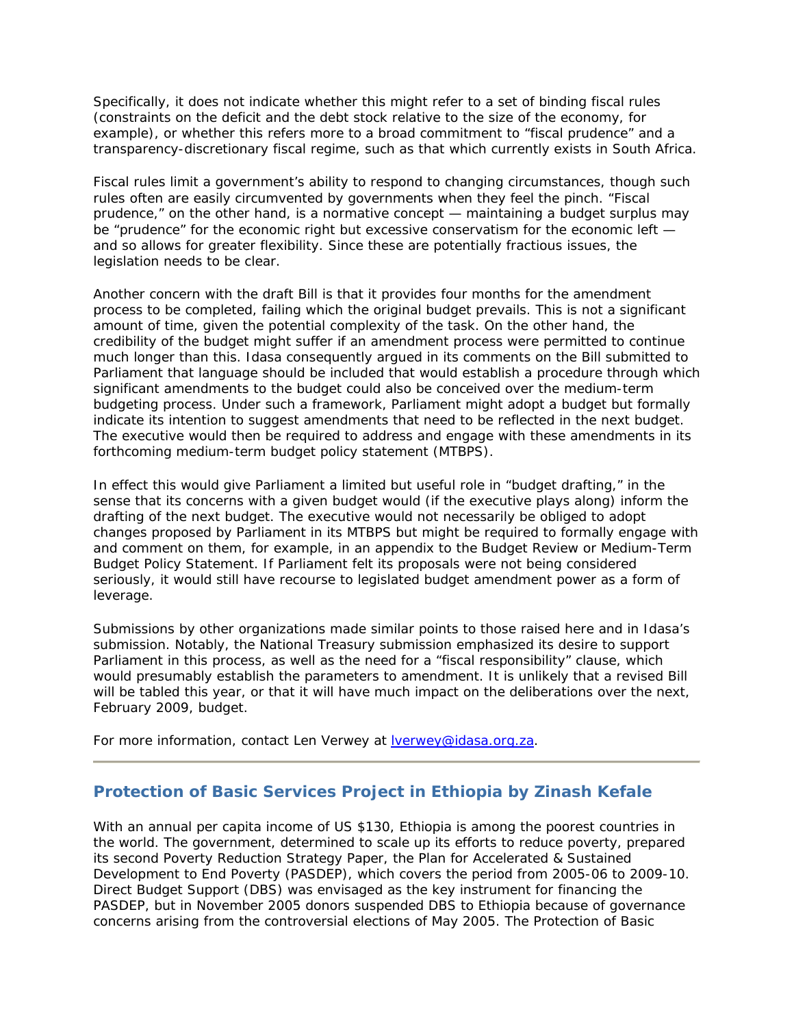Specifically, it does not indicate whether this might refer to a set of binding fiscal rules (constraints on the deficit and the debt stock relative to the size of the economy, for example), or whether this refers more to a broad commitment to "fiscal prudence" and a transparency-discretionary fiscal regime, such as that which currently exists in South Africa.

Fiscal rules limit a government's ability to respond to changing circumstances, though such rules often are easily circumvented by governments when they feel the pinch. "Fiscal prudence," on the other hand, is a normative concept — maintaining a budget surplus may be "prudence" for the economic right but excessive conservatism for the economic left — and so allows for greater flexibility. Since these are potentially fractious issues, the legislation needs to be clear.

Another concern with the draft Bill is that it provides four months for the amendment process to be completed, failing which the original budget prevails. This is not a significant amount of time, given the potential complexity of the task. On the other hand, the credibility of the budget might suffer if an amendment process were permitted to continue much longer than this. Idasa consequently argued in its comments on the Bill submitted to Parliament that language should be included that would establish a procedure through which significant amendments to the budget could also be conceived over the medium-term budgeting process. Under such a framework, Parliament might adopt a budget but formally indicate its intention to suggest amendments that need to be reflected in the next budget. The executive would then be required to address and engage with these amendments in its forthcoming medium-term budget policy statement (MTBPS).

In effect this would give Parliament a limited but useful role in "budget drafting," in the sense that its concerns with a given budget would (if the executive plays along) inform the drafting of the next budget. The executive would not necessarily be obliged to adopt changes proposed by Parliament in its MTBPS but might be required to formally engage with and comment on them, for example, in an appendix to the Budget Review or Medium-Term Budget Policy Statement. If Parliament felt its proposals were not being considered seriously, it would still have recourse to legislated budget amendment power as a form of leverage.

Submissions by other organizations made similar points to those raised here and in Idasa's submission. Notably, the National Treasury submission emphasized its desire to support Parliament in this process, as well as the need for a "fiscal responsibility" clause, which would presumably establish the parameters to amendment. It is unlikely that a revised Bill will be tabled this year, or that it will have much impact on the deliberations over the next, February 2009, budget.

For more information, contact Len Verwey at [lverwey@idasa.org.za](mailto:lverwey@idasa.org.za).

---

## Protection of Basic Services Project in Ethiopia by Zinash Kefale

With an annual per capita income of US $130, Ethiopia is among the poorest countries in the world. The government, determined to scale up its efforts to reduce poverty, prepared its second Poverty Reduction Strategy Paper, the Plan for Accelerated & Sustained Development to End Poverty (PASDEP), which covers the period from 2005-06 to 2009-10. Direct Budget Support (DBS) was envisaged as the key instrument for financing the PASDEP, but in November 2005 donors suspended DBS to Ethiopia because of governance concerns arising from the controversial elections of May 2005. The Protection of Basic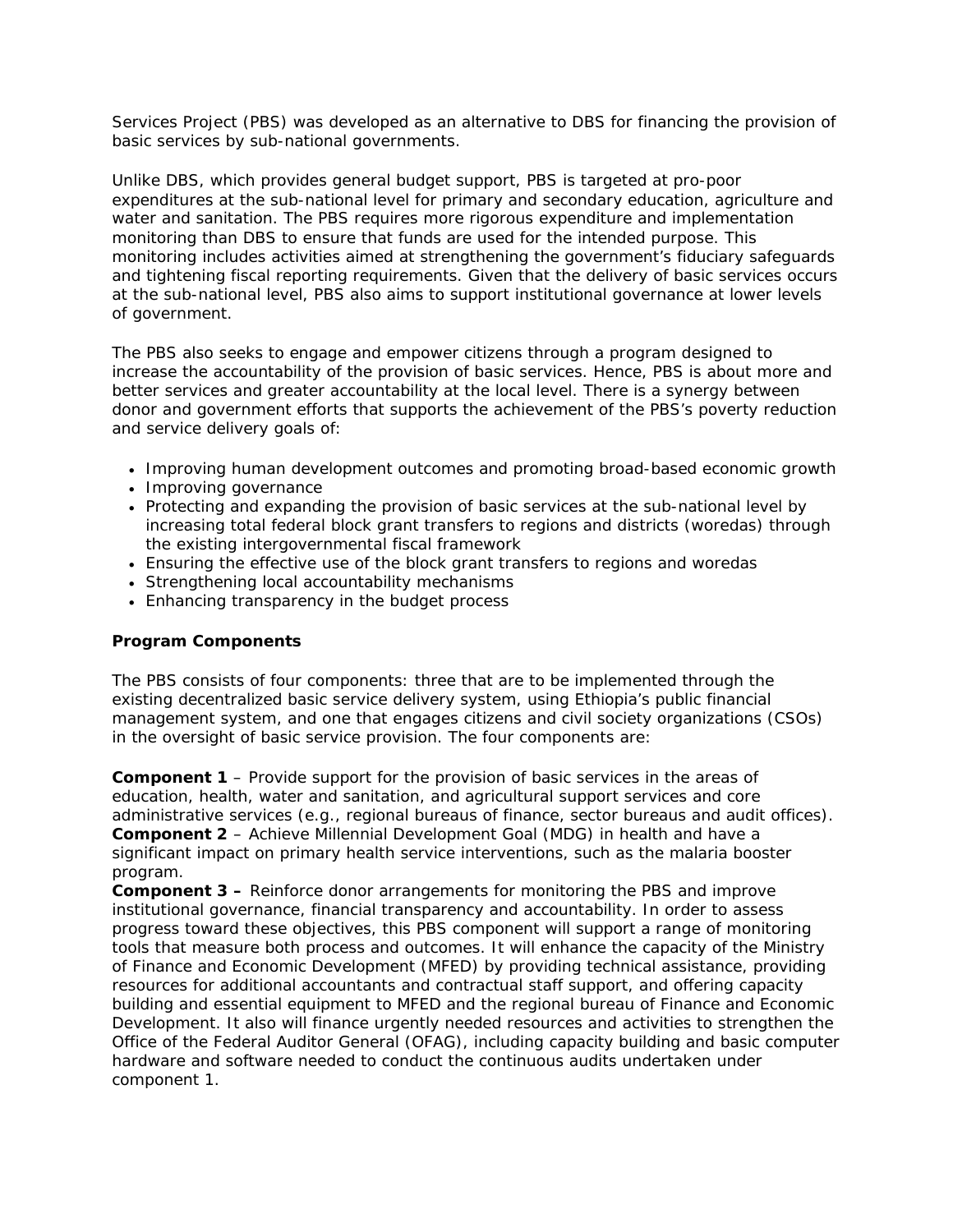Services Project (PBS) was developed as an alternative to DBS for financing the provision of basic services by sub-national governments.

Unlike DBS, which provides general budget support, PBS is targeted at pro-poor expenditures at the sub-national level for primary and secondary education, agriculture and water and sanitation. The PBS requires more rigorous expenditure and implementation monitoring than DBS to ensure that funds are used for the intended purpose. This monitoring includes activities aimed at strengthening the government's fiduciary safeguards and tightening fiscal reporting requirements. Given that the delivery of basic services occurs at the sub-national level, PBS also aims to support institutional governance at lower levels of government.

The PBS also seeks to engage and empower citizens through a program designed to increase the accountability of the provision of basic services. Hence, PBS is about more and better services and greater accountability at the local level. There is a synergy between donor and government efforts that supports the achievement of the PBS's poverty reduction and service delivery goals of:

- Improving human development outcomes and promoting broad-based economic growth
- Improving governance
- Protecting and expanding the provision of basic services at the sub-national level by increasing total federal block grant transfers to regions and districts (woredas) through the existing intergovernmental fiscal framework
- Ensuring the effective use of the block grant transfers to regions and woredas
- Strengthening local accountability mechanisms
- Enhancing transparency in the budget process

**Program Components**

The PBS consists of four components: three that are to be implemented through the existing decentralized basic service delivery system, using Ethiopia's public financial management system, and one that engages citizens and civil society organizations (CSOs) in the oversight of basic service provision. The four components are:

**Component 1** – Provide support for the provision of basic services in the areas of education, health, water and sanitation, and agricultural support services and core administrative services (e.g., regional bureaus of finance, sector bureaus and audit offices).
**Component 2** – Achieve Millennial Development Goal (MDG) in health and have a significant impact on primary health service interventions, such as the malaria booster program.
**Component 3 –** Reinforce donor arrangements for monitoring the PBS and improve institutional governance, financial transparency and accountability. In order to assess progress toward these objectives, this PBS component will support a range of monitoring tools that measure both process and outcomes. It will enhance the capacity of the Ministry of Finance and Economic Development (MFED) by providing technical assistance, providing resources for additional accountants and contractual staff support, and offering capacity building and essential equipment to MFED and the regional bureau of Finance and Economic Development. It also will finance urgently needed resources and activities to strengthen the Office of the Federal Auditor General (OFAG), including capacity building and basic computer hardware and software needed to conduct the continuous audits undertaken under component 1.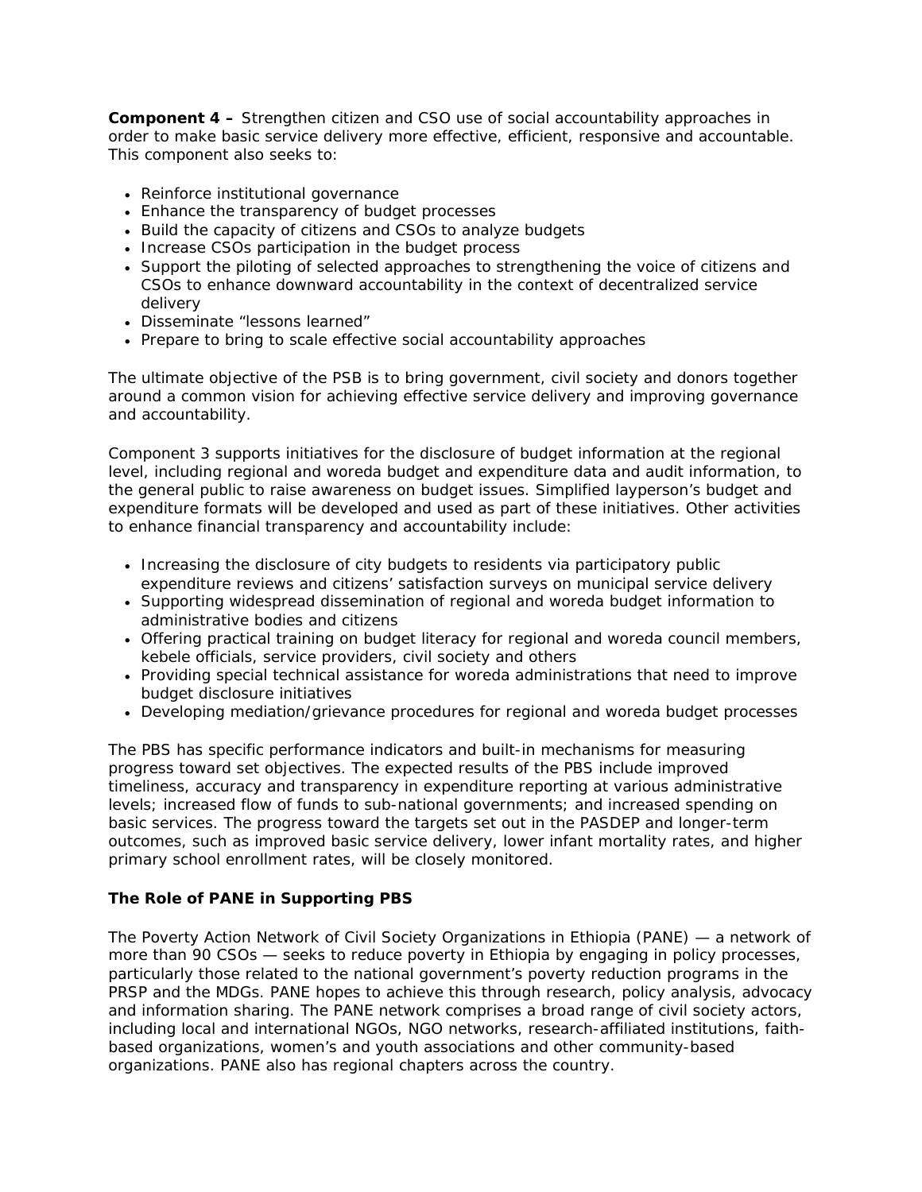**Component 4 –** Strengthen citizen and CSO use of social accountability approaches in order to make basic service delivery more effective, efficient, responsive and accountable. This component also seeks to:

- Reinforce institutional governance
- Enhance the transparency of budget processes
- Build the capacity of citizens and CSOs to analyze budgets
- Increase CSOs participation in the budget process
- Support the piloting of selected approaches to strengthening the voice of citizens and CSOs to enhance downward accountability in the context of decentralized service delivery
- Disseminate "lessons learned"
- Prepare to bring to scale effective social accountability approaches

The ultimate objective of the PSB is to bring government, civil society and donors together around a common vision for achieving effective service delivery and improving governance and accountability.

Component 3 supports initiatives for the disclosure of budget information at the regional level, including regional and woreda budget and expenditure data and audit information, to the general public to raise awareness on budget issues. Simplified layperson's budget and expenditure formats will be developed and used as part of these initiatives. Other activities to enhance financial transparency and accountability include:

- Increasing the disclosure of city budgets to residents via participatory public expenditure reviews and citizens' satisfaction surveys on municipal service delivery
- Supporting widespread dissemination of regional and woreda budget information to administrative bodies and citizens
- Offering practical training on budget literacy for regional and woreda council members, kebele officials, service providers, civil society and others
- Providing special technical assistance for woreda administrations that need to improve budget disclosure initiatives
- Developing mediation/grievance procedures for regional and woreda budget processes

The PBS has specific performance indicators and built-in mechanisms for measuring progress toward set objectives. The expected results of the PBS include improved timeliness, accuracy and transparency in expenditure reporting at various administrative levels; increased flow of funds to sub-national governments; and increased spending on basic services. The progress toward the targets set out in the PASDEP and longer-term outcomes, such as improved basic service delivery, lower infant mortality rates, and higher primary school enrollment rates, will be closely monitored.

### The Role of PANE in Supporting PBS

The Poverty Action Network of Civil Society Organizations in Ethiopia (PANE) — a network of more than 90 CSOs — seeks to reduce poverty in Ethiopia by engaging in policy processes, particularly those related to the national government's poverty reduction programs in the PRSP and the MDGs. PANE hopes to achieve this through research, policy analysis, advocacy and information sharing. The PANE network comprises a broad range of civil society actors, including local and international NGOs, NGO networks, research-affiliated institutions, faith-based organizations, women's and youth associations and other community-based organizations. PANE also has regional chapters across the country.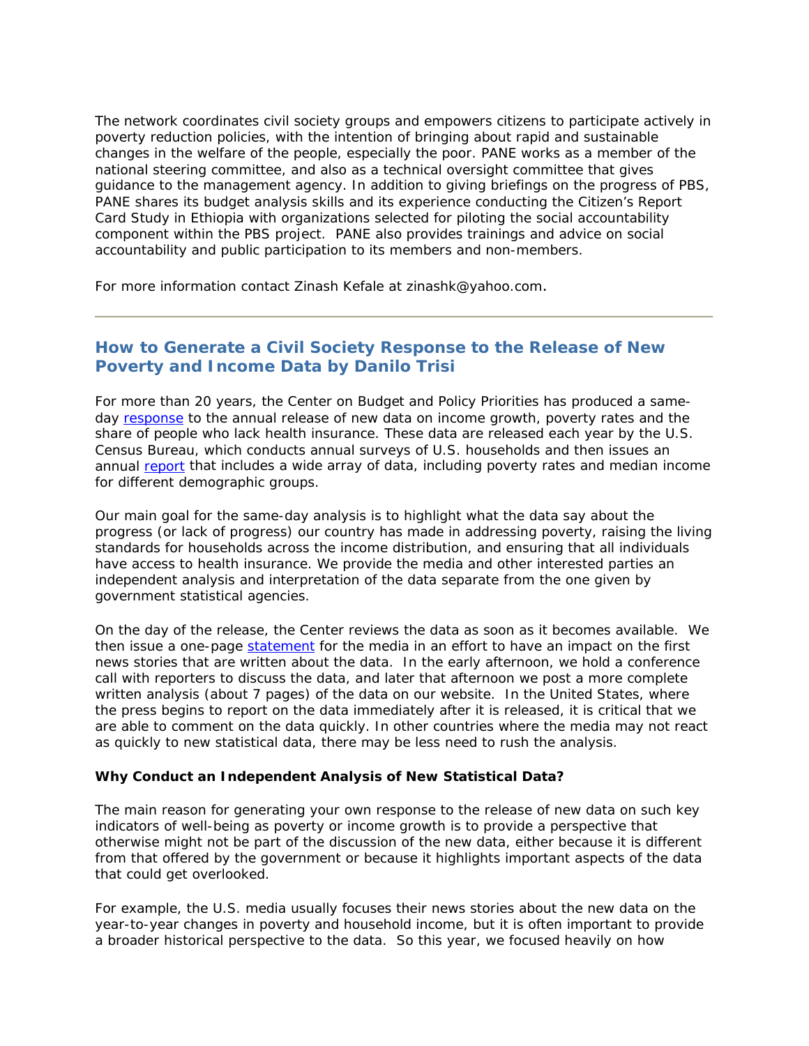The network coordinates civil society groups and empowers citizens to participate actively in poverty reduction policies, with the intention of bringing about rapid and sustainable changes in the welfare of the people, especially the poor. PANE works as a member of the national steering committee, and also as a technical oversight committee that gives guidance to the management agency. In addition to giving briefings on the progress of PBS, PANE shares its budget analysis skills and its experience conducting the Citizen's Report Card Study in Ethiopia with organizations selected for piloting the social accountability component within the PBS project. PANE also provides trainings and advice on social accountability and public participation to its members and non-members.

For more information contact Zinash Kefale at zinashk@yahoo.com.

---

## How to Generate a Civil Society Response to the Release of New Poverty and Income Data by Danilo Trisi

For more than 20 years, the Center on Budget and Policy Priorities has produced a same-day response to the annual release of new data on income growth, poverty rates and the share of people who lack health insurance. These data are released each year by the U.S. Census Bureau, which conducts annual surveys of U.S. households and then issues an annual report that includes a wide array of data, including poverty rates and median income for different demographic groups.

Our main goal for the same-day analysis is to highlight what the data say about the progress (or lack of progress) our country has made in addressing poverty, raising the living standards for households across the income distribution, and ensuring that all individuals have access to health insurance. We provide the media and other interested parties an independent analysis and interpretation of the data separate from the one given by government statistical agencies.

On the day of the release, the Center reviews the data as soon as it becomes available. We then issue a one-page statement for the media in an effort to have an impact on the first news stories that are written about the data. In the early afternoon, we hold a conference call with reporters to discuss the data, and later that afternoon we post a more complete written analysis (about 7 pages) of the data on our website. In the United States, where the press begins to report on the data immediately after it is released, it is critical that we are able to comment on the data quickly. In other countries where the media may not react as quickly to new statistical data, there may be less need to rush the analysis.

**Why Conduct an Independent Analysis of New Statistical Data?**

The main reason for generating your own response to the release of new data on such key indicators of well-being as poverty or income growth is to provide a perspective that otherwise might not be part of the discussion of the new data, either because it is different from that offered by the government or because it highlights important aspects of the data that could get overlooked.

For example, the U.S. media usually focuses their news stories about the new data on the year-to-year changes in poverty and household income, but it is often important to provide a broader historical perspective to the data. So this year, we focused heavily on how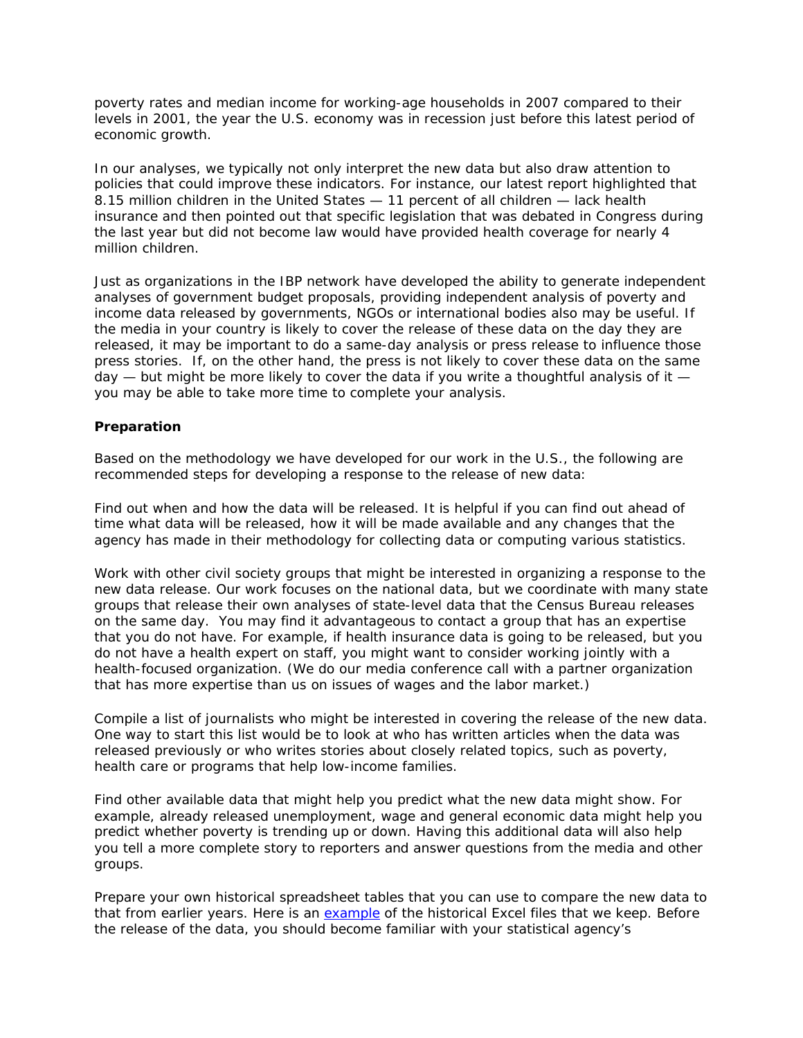poverty rates and median income for working-age households in 2007 compared to their levels in 2001, the year the U.S. economy was in recession just before this latest period of economic growth.

In our analyses, we typically not only interpret the new data but also draw attention to policies that could improve these indicators. For instance, our latest report highlighted that 8.15 million children in the United States — 11 percent of all children — lack health insurance and then pointed out that specific legislation that was debated in Congress during the last year but did not become law would have provided health coverage for nearly 4 million children.

Just as organizations in the IBP network have developed the ability to generate independent analyses of government budget proposals, providing independent analysis of poverty and income data released by governments, NGOs or international bodies also may be useful. If the media in your country is likely to cover the release of these data on the day they are released, it may be important to do a same-day analysis or press release to influence those press stories. If, on the other hand, the press is not likely to cover these data on the same day — but might be more likely to cover the data if you write a thoughtful analysis of it — you may be able to take more time to complete your analysis.

**Preparation**

Based on the methodology we have developed for our work in the U.S., the following are recommended steps for developing a response to the release of new data:

Find out when and how the data will be released. It is helpful if you can find out ahead of time what data will be released, how it will be made available and any changes that the agency has made in their methodology for collecting data or computing various statistics.

Work with other civil society groups that might be interested in organizing a response to the new data release. Our work focuses on the national data, but we coordinate with many state groups that release their own analyses of state-level data that the Census Bureau releases on the same day. You may find it advantageous to contact a group that has an expertise that you do not have. For example, if health insurance data is going to be released, but you do not have a health expert on staff, you might want to consider working jointly with a health-focused organization. (We do our media conference call with a partner organization that has more expertise than us on issues of wages and the labor market.)

Compile a list of journalists who might be interested in covering the release of the new data. One way to start this list would be to look at who has written articles when the data was released previously or who writes stories about closely related topics, such as poverty, health care or programs that help low-income families.

Find other available data that might help you predict what the new data might show. For example, already released unemployment, wage and general economic data might help you predict whether poverty is trending up or down. Having this additional data will also help you tell a more complete story to reporters and answer questions from the media and other groups.

Prepare your own historical spreadsheet tables that you can use to compare the new data to that from earlier years. Here is an example of the historical Excel files that we keep. Before the release of the data, you should become familiar with your statistical agency's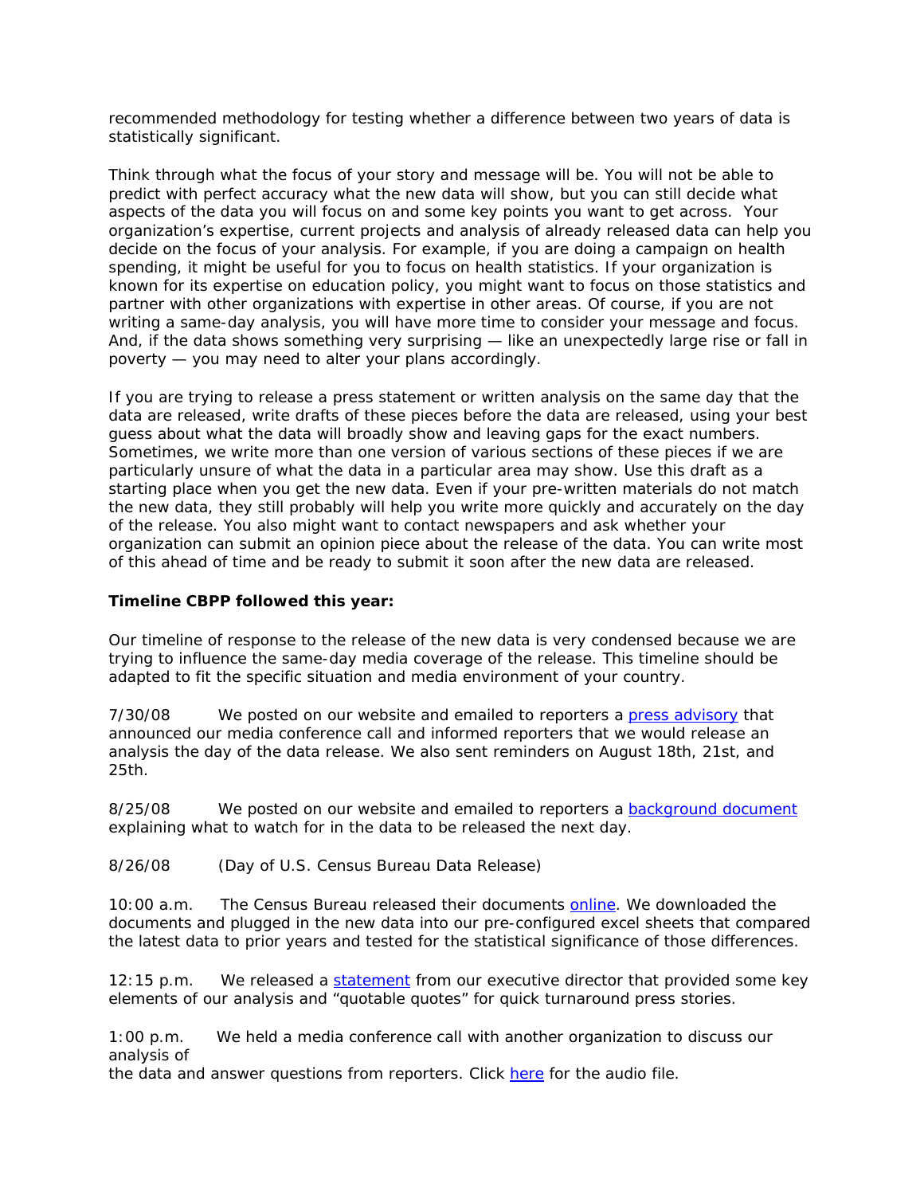recommended methodology for testing whether a difference between two years of data is statistically significant.

Think through what the focus of your story and message will be. You will not be able to predict with perfect accuracy what the new data will show, but you can still decide what aspects of the data you will focus on and some key points you want to get across. Your organization's expertise, current projects and analysis of already released data can help you decide on the focus of your analysis. For example, if you are doing a campaign on health spending, it might be useful for you to focus on health statistics. If your organization is known for its expertise on education policy, you might want to focus on those statistics and partner with other organizations with expertise in other areas. Of course, if you are not writing a same-day analysis, you will have more time to consider your message and focus. And, if the data shows something very surprising — like an unexpectedly large rise or fall in poverty — you may need to alter your plans accordingly.

If you are trying to release a press statement or written analysis on the same day that the data are released, write drafts of these pieces before the data are released, using your best guess about what the data will broadly show and leaving gaps for the exact numbers. Sometimes, we write more than one version of various sections of these pieces if we are particularly unsure of what the data in a particular area may show. Use this draft as a starting place when you get the new data. Even if your pre-written materials do not match the new data, they still probably will help you write more quickly and accurately on the day of the release. You also might want to contact newspapers and ask whether your organization can submit an opinion piece about the release of the data. You can write most of this ahead of time and be ready to submit it soon after the new data are released.

**Timeline CBPP followed this year:**

Our timeline of response to the release of the new data is very condensed because we are trying to influence the same-day media coverage of the release. This timeline should be adapted to fit the specific situation and media environment of your country.

7/30/08 We posted on our website and emailed to reporters a press advisory that announced our media conference call and informed reporters that we would release an analysis the day of the data release. We also sent reminders on August 18th, 21st, and 25th.

8/25/08 We posted on our website and emailed to reporters a background document explaining what to watch for in the data to be released the next day.

8/26/08 (Day of U.S. Census Bureau Data Release)

10:00 a.m. The Census Bureau released their documents online. We downloaded the documents and plugged in the new data into our pre-configured excel sheets that compared the latest data to prior years and tested for the statistical significance of those differences.

12:15 p.m. We released a statement from our executive director that provided some key elements of our analysis and "quotable quotes" for quick turnaround press stories.

1:00 p.m. We held a media conference call with another organization to discuss our analysis of the data and answer questions from reporters. Click here for the audio file.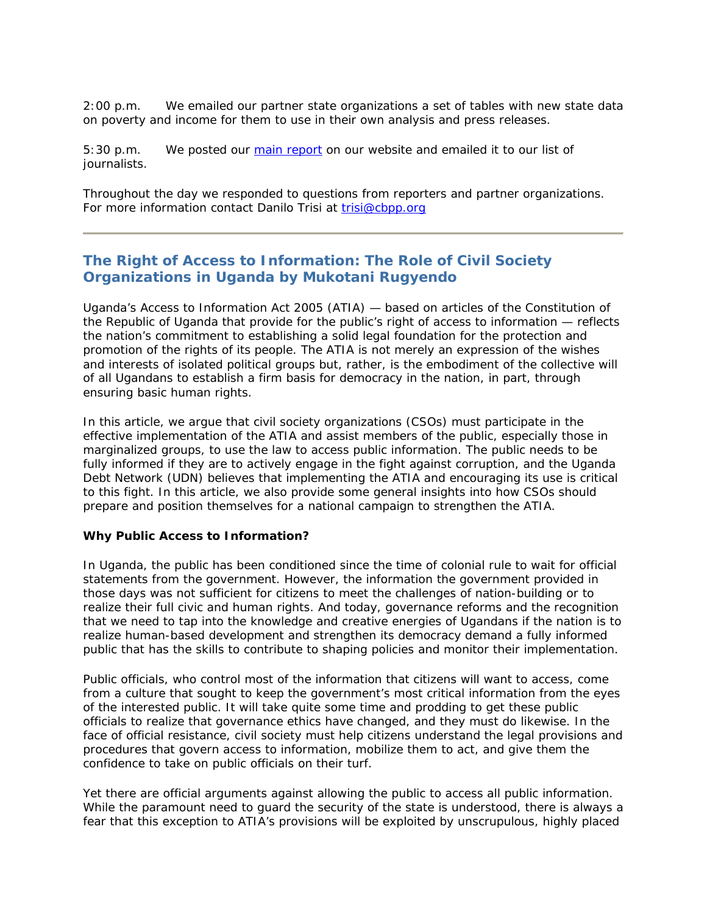2:00 p.m.    We emailed our partner state organizations a set of tables with new state data on poverty and income for them to use in their own analysis and press releases.

5:30 p.m.    We posted our [main report](main report) on our website and emailed it to our list of journalists.

Throughout the day we responded to questions from reporters and partner organizations. For more information contact Danilo Trisi at trisi@cbpp.org

---

## The Right of Access to Information: The Role of Civil Society Organizations in Uganda by Mukotani Rugyendo

Uganda's Access to Information Act 2005 (ATIA) — based on articles of the Constitution of the Republic of Uganda that provide for the public's right of access to information — reflects the nation's commitment to establishing a solid legal foundation for the protection and promotion of the rights of its people. The ATIA is not merely an expression of the wishes and interests of isolated political groups but, rather, is the embodiment of the collective will of all Ugandans to establish a firm basis for democracy in the nation, in part, through ensuring basic human rights.

In this article, we argue that civil society organizations (CSOs) must participate in the effective implementation of the ATIA and assist members of the public, especially those in marginalized groups, to use the law to access public information. The public needs to be fully informed if they are to actively engage in the fight against corruption, and the Uganda Debt Network (UDN) believes that implementing the ATIA and encouraging its use is critical to this fight. In this article, we also provide some general insights into how CSOs should prepare and position themselves for a national campaign to strengthen the ATIA.

**Why Public Access to Information?**

In Uganda, the public has been conditioned since the time of colonial rule to wait for official statements from the government. However, the information the government provided in those days was not sufficient for citizens to meet the challenges of nation-building or to realize their full civic and human rights. And today, governance reforms and the recognition that we need to tap into the knowledge and creative energies of Ugandans if the nation is to realize human-based development and strengthen its democracy demand a fully informed public that has the skills to contribute to shaping policies and monitor their implementation.

Public officials, who control most of the information that citizens will want to access, come from a culture that sought to keep the government's most critical information from the eyes of the interested public. It will take quite some time and prodding to get these public officials to realize that governance ethics have changed, and they must do likewise. In the face of official resistance, civil society must help citizens understand the legal provisions and procedures that govern access to information, mobilize them to act, and give them the confidence to take on public officials on their turf.

Yet there are official arguments against allowing the public to access all public information. While the paramount need to guard the security of the state is understood, there is always a fear that this exception to ATIA's provisions will be exploited by unscrupulous, highly placed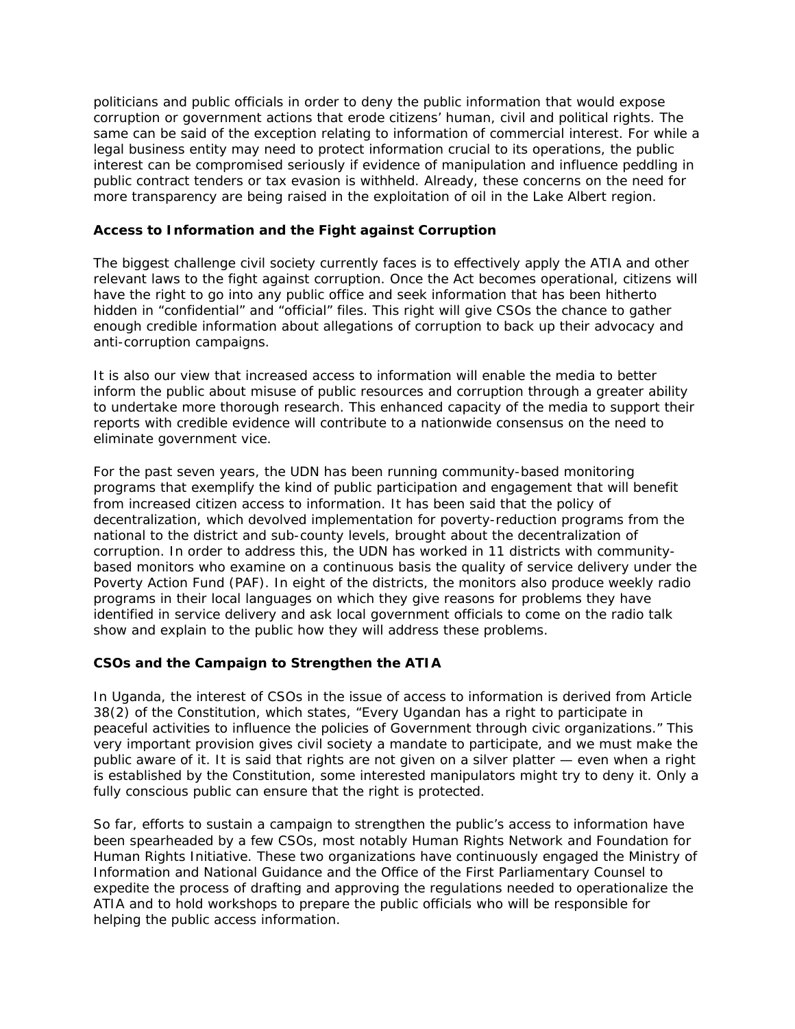politicians and public officials in order to deny the public information that would expose corruption or government actions that erode citizens' human, civil and political rights. The same can be said of the exception relating to information of commercial interest. For while a legal business entity may need to protect information crucial to its operations, the public interest can be compromised seriously if evidence of manipulation and influence peddling in public contract tenders or tax evasion is withheld. Already, these concerns on the need for more transparency are being raised in the exploitation of oil in the Lake Albert region.

### Access to Information and the Fight against Corruption

The biggest challenge civil society currently faces is to effectively apply the ATIA and other relevant laws to the fight against corruption. Once the Act becomes operational, citizens will have the right to go into any public office and seek information that has been hitherto hidden in "confidential" and "official" files. This right will give CSOs the chance to gather enough credible information about allegations of corruption to back up their advocacy and anti-corruption campaigns.

It is also our view that increased access to information will enable the media to better inform the public about misuse of public resources and corruption through a greater ability to undertake more thorough research. This enhanced capacity of the media to support their reports with credible evidence will contribute to a nationwide consensus on the need to eliminate government vice.

For the past seven years, the UDN has been running community-based monitoring programs that exemplify the kind of public participation and engagement that will benefit from increased citizen access to information. It has been said that the policy of decentralization, which devolved implementation for poverty-reduction programs from the national to the district and sub-county levels, brought about the decentralization of corruption. In order to address this, the UDN has worked in 11 districts with community-based monitors who examine on a continuous basis the quality of service delivery under the Poverty Action Fund (PAF). In eight of the districts, the monitors also produce weekly radio programs in their local languages on which they give reasons for problems they have identified in service delivery and ask local government officials to come on the radio talk show and explain to the public how they will address these problems.

### CSOs and the Campaign to Strengthen the ATIA

In Uganda, the interest of CSOs in the issue of access to information is derived from Article 38(2) of the Constitution, which states, "Every Ugandan has a right to participate in peaceful activities to influence the policies of Government through civic organizations." This very important provision gives civil society a mandate to participate, and we must make the public aware of it. It is said that rights are not given on a silver platter — even when a right is established by the Constitution, some interested manipulators might try to deny it. Only a fully conscious public can ensure that the right is protected.

So far, efforts to sustain a campaign to strengthen the public's access to information have been spearheaded by a few CSOs, most notably Human Rights Network and Foundation for Human Rights Initiative. These two organizations have continuously engaged the Ministry of Information and National Guidance and the Office of the First Parliamentary Counsel to expedite the process of drafting and approving the regulations needed to operationalize the ATIA and to hold workshops to prepare the public officials who will be responsible for helping the public access information.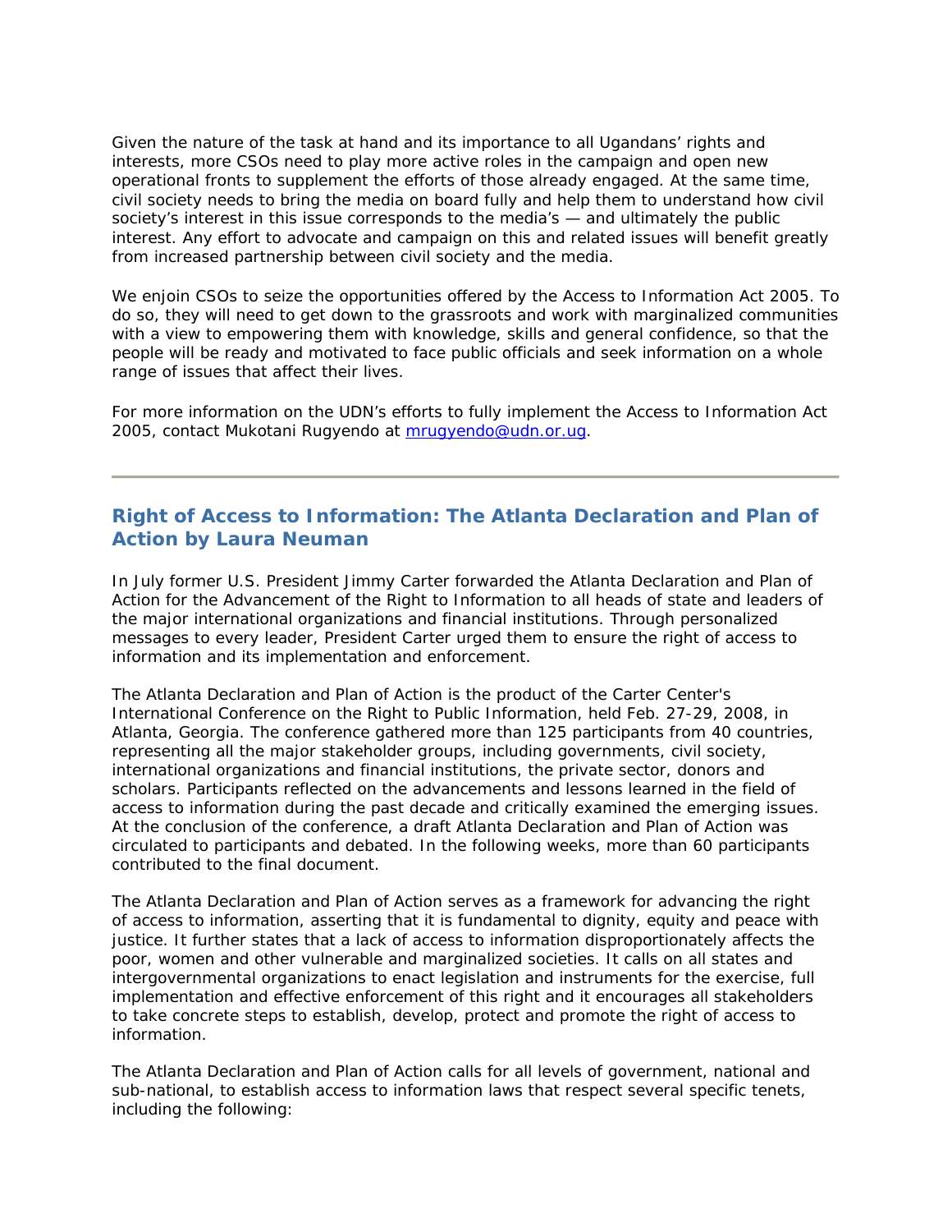Given the nature of the task at hand and its importance to all Ugandans' rights and interests, more CSOs need to play more active roles in the campaign and open new operational fronts to supplement the efforts of those already engaged. At the same time, civil society needs to bring the media on board fully and help them to understand how civil society's interest in this issue corresponds to the media's — and ultimately the public interest. Any effort to advocate and campaign on this and related issues will benefit greatly from increased partnership between civil society and the media.

We enjoin CSOs to seize the opportunities offered by the Access to Information Act 2005. To do so, they will need to get down to the grassroots and work with marginalized communities with a view to empowering them with knowledge, skills and general confidence, so that the people will be ready and motivated to face public officials and seek information on a whole range of issues that affect their lives.

For more information on the UDN's efforts to fully implement the Access to Information Act 2005, contact Mukotani Rugyendo at [mrugyendo@udn.or.ug](mailto:mrugyendo@udn.or.ug).

---

## Right of Access to Information: The Atlanta Declaration and Plan of Action by Laura Neuman

In July former U.S. President Jimmy Carter forwarded the Atlanta Declaration and Plan of Action for the Advancement of the Right to Information to all heads of state and leaders of the major international organizations and financial institutions. Through personalized messages to every leader, President Carter urged them to ensure the right of access to information and its implementation and enforcement.

The Atlanta Declaration and Plan of Action is the product of the Carter Center's International Conference on the Right to Public Information, held Feb. 27-29, 2008, in Atlanta, Georgia. The conference gathered more than 125 participants from 40 countries, representing all the major stakeholder groups, including governments, civil society, international organizations and financial institutions, the private sector, donors and scholars. Participants reflected on the advancements and lessons learned in the field of access to information during the past decade and critically examined the emerging issues. At the conclusion of the conference, a draft Atlanta Declaration and Plan of Action was circulated to participants and debated. In the following weeks, more than 60 participants contributed to the final document.

The Atlanta Declaration and Plan of Action serves as a framework for advancing the right of access to information, asserting that it is fundamental to dignity, equity and peace with justice. It further states that a lack of access to information disproportionately affects the poor, women and other vulnerable and marginalized societies. It calls on all states and intergovernmental organizations to enact legislation and instruments for the exercise, full implementation and effective enforcement of this right and it encourages all stakeholders to take concrete steps to establish, develop, protect and promote the right of access to information.

The Atlanta Declaration and Plan of Action calls for all levels of government, national and sub-national, to establish access to information laws that respect several specific tenets, including the following: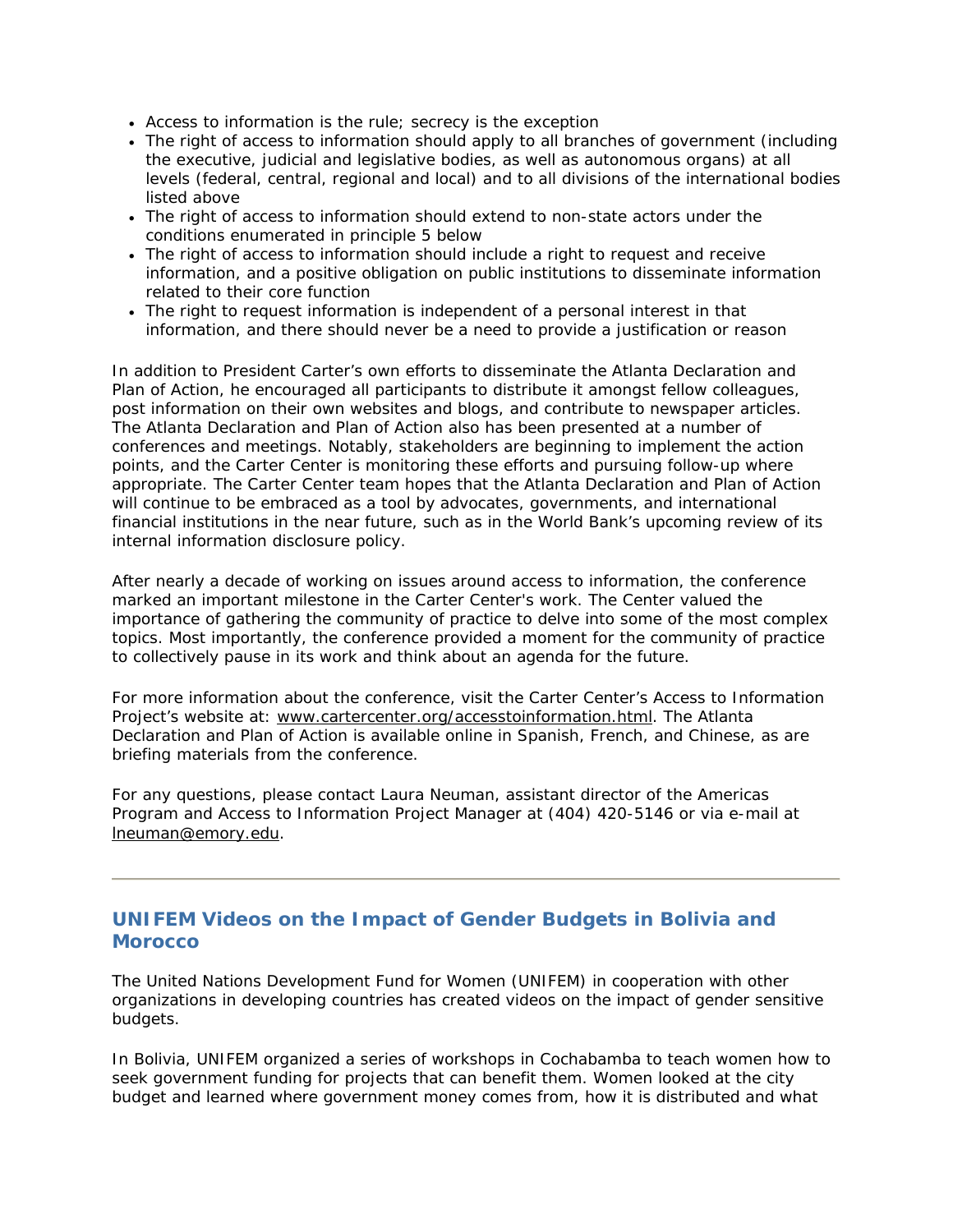- Access to information is the rule; secrecy is the exception
- The right of access to information should apply to all branches of government (including the executive, judicial and legislative bodies, as well as autonomous organs) at all levels (federal, central, regional and local) and to all divisions of the international bodies listed above
- The right of access to information should extend to non-state actors under the conditions enumerated in principle 5 below
- The right of access to information should include a right to request and receive information, and a positive obligation on public institutions to disseminate information related to their core function
- The right to request information is independent of a personal interest in that information, and there should never be a need to provide a justification or reason

In addition to President Carter's own efforts to disseminate the Atlanta Declaration and Plan of Action, he encouraged all participants to distribute it amongst fellow colleagues, post information on their own websites and blogs, and contribute to newspaper articles. The Atlanta Declaration and Plan of Action also has been presented at a number of conferences and meetings. Notably, stakeholders are beginning to implement the action points, and the Carter Center is monitoring these efforts and pursuing follow-up where appropriate. The Carter Center team hopes that the Atlanta Declaration and Plan of Action will continue to be embraced as a tool by advocates, governments, and international financial institutions in the near future, such as in the World Bank's upcoming review of its internal information disclosure policy.

After nearly a decade of working on issues around access to information, the conference marked an important milestone in the Carter Center's work. The Center valued the importance of gathering the community of practice to delve into some of the most complex topics. Most importantly, the conference provided a moment for the community of practice to collectively pause in its work and think about an agenda for the future.

For more information about the conference, visit the Carter Center's Access to Information Project's website at: www.cartercenter.org/accesstoinformation.html. The Atlanta Declaration and Plan of Action is available online in Spanish, French, and Chinese, as are briefing materials from the conference.

For any questions, please contact Laura Neuman, assistant director of the Americas Program and Access to Information Project Manager at (404) 420-5146 or via e-mail at lneuman@emory.edu.

---

## UNIFEM Videos on the Impact of Gender Budgets in Bolivia and Morocco

The United Nations Development Fund for Women (UNIFEM) in cooperation with other organizations in developing countries has created videos on the impact of gender sensitive budgets.

In Bolivia, UNIFEM organized a series of workshops in Cochabamba to teach women how to seek government funding for projects that can benefit them. Women looked at the city budget and learned where government money comes from, how it is distributed and what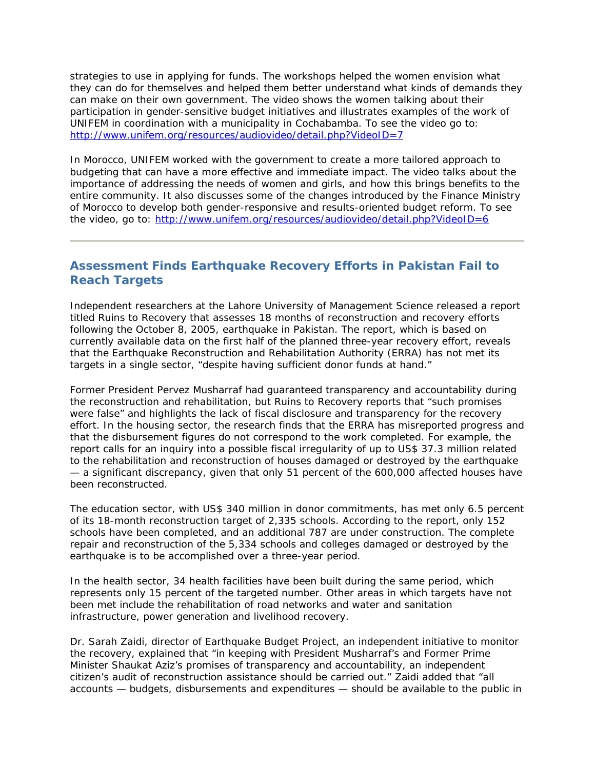strategies to use in applying for funds. The workshops helped the women envision what they can do for themselves and helped them better understand what kinds of demands they can make on their own government. The video shows the women talking about their participation in gender-sensitive budget initiatives and illustrates examples of the work of UNIFEM in coordination with a municipality in Cochabamba. To see the video go to: http://www.unifem.org/resources/audiovideo/detail.php?VideoID=7

In Morocco, UNIFEM worked with the government to create a more tailored approach to budgeting that can have a more effective and immediate impact. The video talks about the importance of addressing the needs of women and girls, and how this brings benefits to the entire community. It also discusses some of the changes introduced by the Finance Ministry of Morocco to develop both gender-responsive and results-oriented budget reform. To see the video, go to: http://www.unifem.org/resources/audiovideo/detail.php?VideoID=6

---

## Assessment Finds Earthquake Recovery Efforts in Pakistan Fail to Reach Targets

Independent researchers at the Lahore University of Management Science released a report titled Ruins to Recovery that assesses 18 months of reconstruction and recovery efforts following the October 8, 2005, earthquake in Pakistan. The report, which is based on currently available data on the first half of the planned three-year recovery effort, reveals that the Earthquake Reconstruction and Rehabilitation Authority (ERRA) has not met its targets in a single sector, "despite having sufficient donor funds at hand."

Former President Pervez Musharraf had guaranteed transparency and accountability during the reconstruction and rehabilitation, but Ruins to Recovery reports that "such promises were false" and highlights the lack of fiscal disclosure and transparency for the recovery effort. In the housing sector, the research finds that the ERRA has misreported progress and that the disbursement figures do not correspond to the work completed. For example, the report calls for an inquiry into a possible fiscal irregularity of up to US$ 37.3 million related to the rehabilitation and reconstruction of houses damaged or destroyed by the earthquake — a significant discrepancy, given that only 51 percent of the 600,000 affected houses have been reconstructed.

The education sector, with US$ 340 million in donor commitments, has met only 6.5 percent of its 18-month reconstruction target of 2,335 schools. According to the report, only 152 schools have been completed, and an additional 787 are under construction. The complete repair and reconstruction of the 5,334 schools and colleges damaged or destroyed by the earthquake is to be accomplished over a three-year period.

In the health sector, 34 health facilities have been built during the same period, which represents only 15 percent of the targeted number. Other areas in which targets have not been met include the rehabilitation of road networks and water and sanitation infrastructure, power generation and livelihood recovery.

Dr. Sarah Zaidi, director of Earthquake Budget Project, an independent initiative to monitor the recovery, explained that "in keeping with President Musharraf's and Former Prime Minister Shaukat Aziz's promises of transparency and accountability, an independent citizen's audit of reconstruction assistance should be carried out." Zaidi added that "all accounts — budgets, disbursements and expenditures — should be available to the public in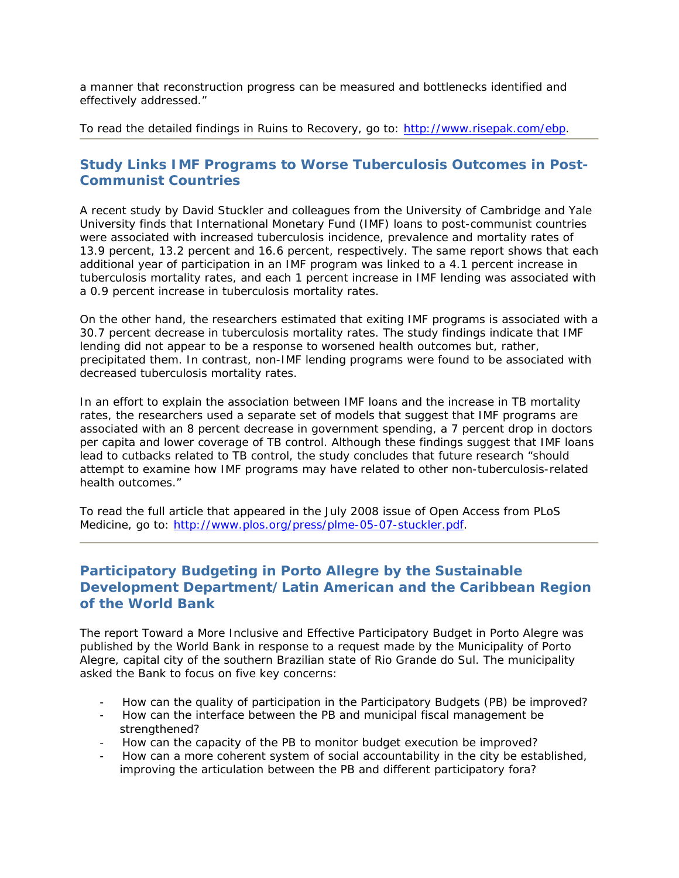a manner that reconstruction progress can be measured and bottlenecks identified and effectively addressed."

To read the detailed findings in Ruins to Recovery, go to: [http://www.risepak.com/ebp](http://www.risepak.com/ebp).

---

## Study Links IMF Programs to Worse Tuberculosis Outcomes in Post-Communist Countries

A recent study by David Stuckler and colleagues from the University of Cambridge and Yale University finds that International Monetary Fund (IMF) loans to post-communist countries were associated with increased tuberculosis incidence, prevalence and mortality rates of 13.9 percent, 13.2 percent and 16.6 percent, respectively. The same report shows that each additional year of participation in an IMF program was linked to a 4.1 percent increase in tuberculosis mortality rates, and each 1 percent increase in IMF lending was associated with a 0.9 percent increase in tuberculosis mortality rates.

On the other hand, the researchers estimated that exiting IMF programs is associated with a 30.7 percent decrease in tuberculosis mortality rates. The study findings indicate that IMF lending did not appear to be a response to worsened health outcomes but, rather, precipitated them. In contrast, non-IMF lending programs were found to be associated with decreased tuberculosis mortality rates.

In an effort to explain the association between IMF loans and the increase in TB mortality rates, the researchers used a separate set of models that suggest that IMF programs are associated with an 8 percent decrease in government spending, a 7 percent drop in doctors per capita and lower coverage of TB control. Although these findings suggest that IMF loans lead to cutbacks related to TB control, the study concludes that future research "should attempt to examine how IMF programs may have related to other non-tuberculosis-related health outcomes."

To read the full article that appeared in the July 2008 issue of Open Access from PLoS Medicine, go to: [http://www.plos.org/press/plme-05-07-stuckler.pdf](http://www.plos.org/press/plme-05-07-stuckler.pdf).

---

## Participatory Budgeting in Porto Allegre by the Sustainable Development Department/Latin American and the Caribbean Region of the World Bank

The report Toward a More Inclusive and Effective Participatory Budget in Porto Alegre was published by the World Bank in response to a request made by the Municipality of Porto Alegre, capital city of the southern Brazilian state of Rio Grande do Sul. The municipality asked the Bank to focus on five key concerns:

- How can the quality of participation in the Participatory Budgets (PB) be improved?
- How can the interface between the PB and municipal fiscal management be strengthened?
- How can the capacity of the PB to monitor budget execution be improved?
- How can a more coherent system of social accountability in the city be established, improving the articulation between the PB and different participatory fora?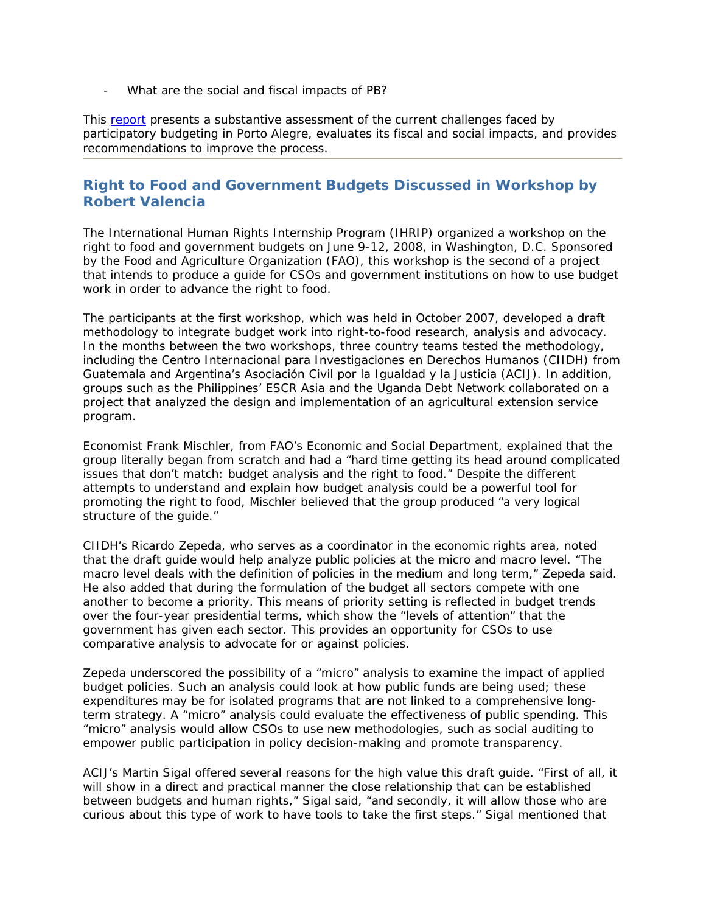- What are the social and fiscal impacts of PB?

This report presents a substantive assessment of the current challenges faced by participatory budgeting in Porto Alegre, evaluates its fiscal and social impacts, and provides recommendations to improve the process.

---

## Right to Food and Government Budgets Discussed in Workshop by Robert Valencia

The International Human Rights Internship Program (IHRIP) organized a workshop on the right to food and government budgets on June 9-12, 2008, in Washington, D.C. Sponsored by the Food and Agriculture Organization (FAO), this workshop is the second of a project that intends to produce a guide for CSOs and government institutions on how to use budget work in order to advance the right to food.

The participants at the first workshop, which was held in October 2007, developed a draft methodology to integrate budget work into right-to-food research, analysis and advocacy. In the months between the two workshops, three country teams tested the methodology, including the Centro Internacional para Investigaciones en Derechos Humanos (CIIDH) from Guatemala and Argentina's Asociación Civil por la Igualdad y la Justicia (ACIJ). In addition, groups such as the Philippines' ESCR Asia and the Uganda Debt Network collaborated on a project that analyzed the design and implementation of an agricultural extension service program.

Economist Frank Mischler, from FAO's Economic and Social Department, explained that the group literally began from scratch and had a "hard time getting its head around complicated issues that don't match: budget analysis and the right to food." Despite the different attempts to understand and explain how budget analysis could be a powerful tool for promoting the right to food, Mischler believed that the group produced "a very logical structure of the guide."

CIIDH's Ricardo Zepeda, who serves as a coordinator in the economic rights area, noted that the draft guide would help analyze public policies at the micro and macro level. "The macro level deals with the definition of policies in the medium and long term," Zepeda said. He also added that during the formulation of the budget all sectors compete with one another to become a priority. This means of priority setting is reflected in budget trends over the four-year presidential terms, which show the "levels of attention" that the government has given each sector. This provides an opportunity for CSOs to use comparative analysis to advocate for or against policies.

Zepeda underscored the possibility of a "micro" analysis to examine the impact of applied budget policies. Such an analysis could look at how public funds are being used; these expenditures may be for isolated programs that are not linked to a comprehensive long-term strategy. A "micro" analysis could evaluate the effectiveness of public spending. This "micro" analysis would allow CSOs to use new methodologies, such as social auditing to empower public participation in policy decision-making and promote transparency.

ACIJ's Martin Sigal offered several reasons for the high value this draft guide. "First of all, it will show in a direct and practical manner the close relationship that can be established between budgets and human rights," Sigal said, "and secondly, it will allow those who are curious about this type of work to have tools to take the first steps." Sigal mentioned that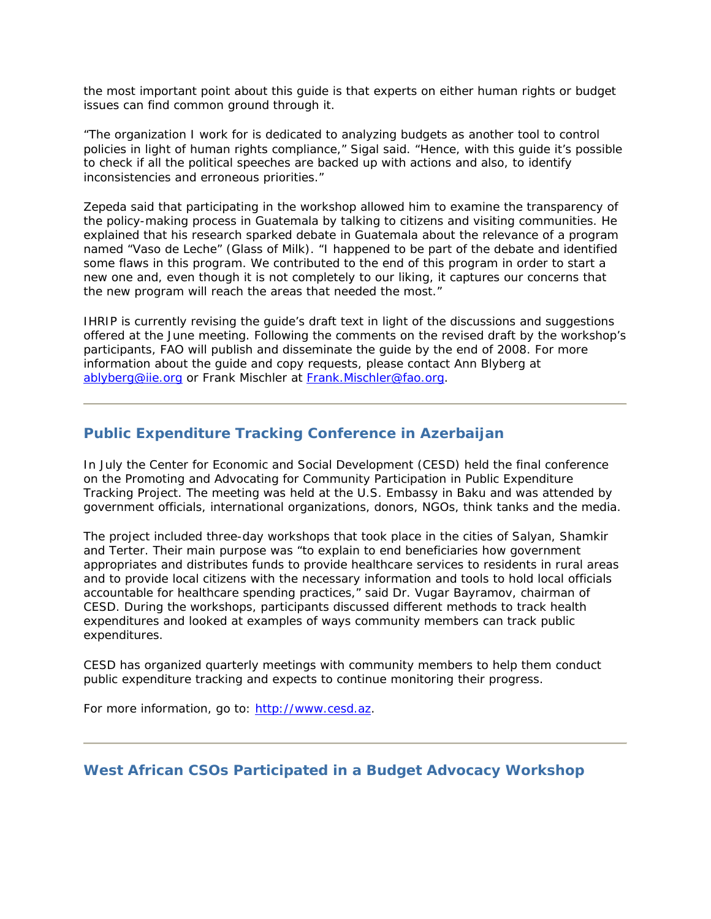the most important point about this guide is that experts on either human rights or budget issues can find common ground through it.

"The organization I work for is dedicated to analyzing budgets as another tool to control policies in light of human rights compliance," Sigal said. "Hence, with this guide it's possible to check if all the political speeches are backed up with actions and also, to identify inconsistencies and erroneous priorities."

Zepeda said that participating in the workshop allowed him to examine the transparency of the policy-making process in Guatemala by talking to citizens and visiting communities. He explained that his research sparked debate in Guatemala about the relevance of a program named "Vaso de Leche" (Glass of Milk). "I happened to be part of the debate and identified some flaws in this program. We contributed to the end of this program in order to start a new one and, even though it is not completely to our liking, it captures our concerns that the new program will reach the areas that needed the most."

IHRIP is currently revising the guide's draft text in light of the discussions and suggestions offered at the June meeting. Following the comments on the revised draft by the workshop's participants, FAO will publish and disseminate the guide by the end of 2008. For more information about the guide and copy requests, please contact Ann Blyberg at ablyberg@iie.org or Frank Mischler at Frank.Mischler@fao.org.

---

## Public Expenditure Tracking Conference in Azerbaijan

In July the Center for Economic and Social Development (CESD) held the final conference on the Promoting and Advocating for Community Participation in Public Expenditure Tracking Project. The meeting was held at the U.S. Embassy in Baku and was attended by government officials, international organizations, donors, NGOs, think tanks and the media.

The project included three-day workshops that took place in the cities of Salyan, Shamkir and Terter. Their main purpose was "to explain to end beneficiaries how government appropriates and distributes funds to provide healthcare services to residents in rural areas and to provide local citizens with the necessary information and tools to hold local officials accountable for healthcare spending practices," said Dr. Vugar Bayramov, chairman of CESD. During the workshops, participants discussed different methods to track health expenditures and looked at examples of ways community members can track public expenditures.

CESD has organized quarterly meetings with community members to help them conduct public expenditure tracking and expects to continue monitoring their progress.

For more information, go to: http://www.cesd.az.

---

## West African CSOs Participated in a Budget Advocacy Workshop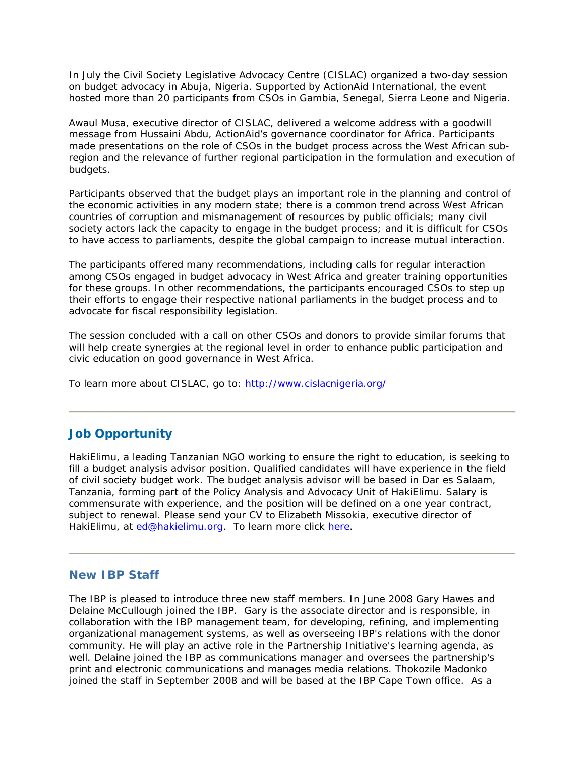In July the Civil Society Legislative Advocacy Centre (CISLAC) organized a two-day session on budget advocacy in Abuja, Nigeria. Supported by ActionAid International, the event hosted more than 20 participants from CSOs in Gambia, Senegal, Sierra Leone and Nigeria.

Awaul Musa, executive director of CISLAC, delivered a welcome address with a goodwill message from Hussaini Abdu, ActionAid's governance coordinator for Africa. Participants made presentations on the role of CSOs in the budget process across the West African sub-region and the relevance of further regional participation in the formulation and execution of budgets.

Participants observed that the budget plays an important role in the planning and control of the economic activities in any modern state; there is a common trend across West African countries of corruption and mismanagement of resources by public officials; many civil society actors lack the capacity to engage in the budget process; and it is difficult for CSOs to have access to parliaments, despite the global campaign to increase mutual interaction.

The participants offered many recommendations, including calls for regular interaction among CSOs engaged in budget advocacy in West Africa and greater training opportunities for these groups. In other recommendations, the participants encouraged CSOs to step up their efforts to engage their respective national parliaments in the budget process and to advocate for fiscal responsibility legislation.

The session concluded with a call on other CSOs and donors to provide similar forums that will help create synergies at the regional level in order to enhance public participation and civic education on good governance in West Africa.

To learn more about CISLAC, go to: http://www.cislacnigeria.org/

---

## Job Opportunity

HakiElimu, a leading Tanzanian NGO working to ensure the right to education, is seeking to fill a budget analysis advisor position. Qualified candidates will have experience in the field of civil society budget work. The budget analysis advisor will be based in Dar es Salaam, Tanzania, forming part of the Policy Analysis and Advocacy Unit of HakiElimu. Salary is commensurate with experience, and the position will be defined on a one year contract, subject to renewal. Please send your CV to Elizabeth Missokia, executive director of HakiElimu, at ed@hakielimu.org. To learn more click here.

---

## New IBP Staff

The IBP is pleased to introduce three new staff members. In June 2008 Gary Hawes and Delaine McCullough joined the IBP. Gary is the associate director and is responsible, in collaboration with the IBP management team, for developing, refining, and implementing organizational management systems, as well as overseeing IBP's relations with the donor community. He will play an active role in the Partnership Initiative's learning agenda, as well. Delaine joined the IBP as communications manager and oversees the partnership's print and electronic communications and manages media relations. Thokozile Madonko joined the staff in September 2008 and will be based at the IBP Cape Town office. As a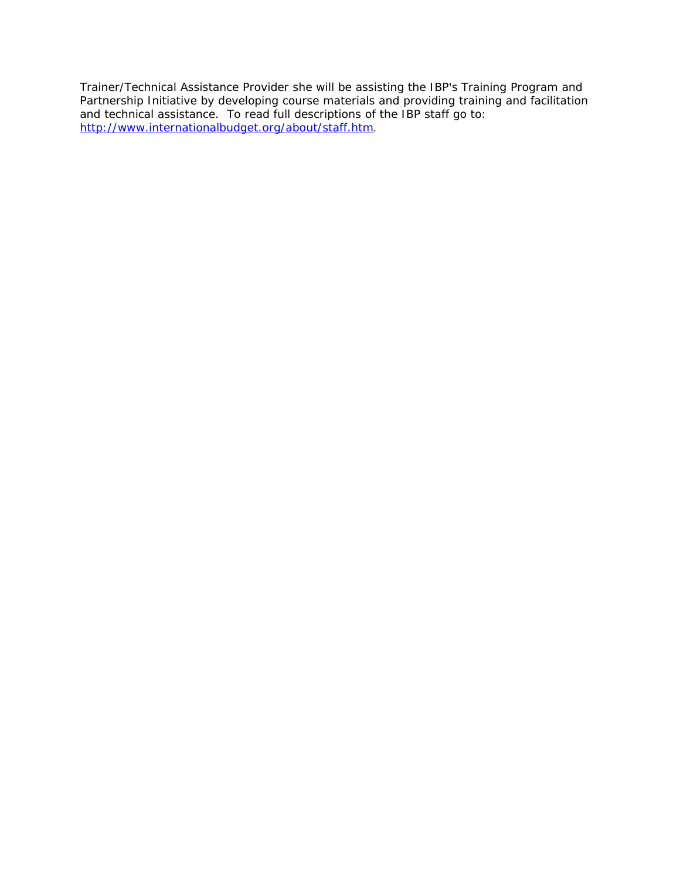Trainer/Technical Assistance Provider she will be assisting the IBP's Training Program and Partnership Initiative by developing course materials and providing training and facilitation and technical assistance. To read full descriptions of the IBP staff go to: [http://www.internationalbudget.org/about/staff.htm](http://www.internationalbudget.org/about/staff.htm).